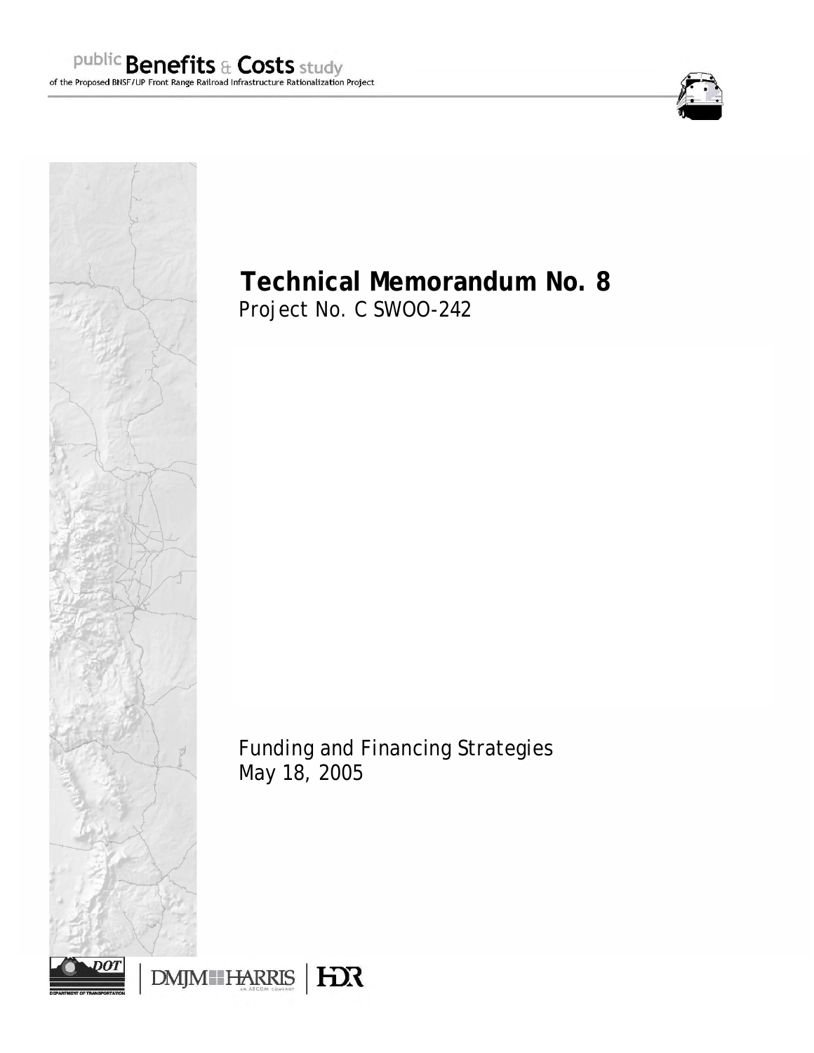public **Benefits** & **Costs** study
of the Proposed BNSF/UP Front Range Railroad Infrastructure Rationalization Project

# Technical Memorandum No. 8

Project No. C SWOO-242

Funding and Financing Strategies
May 18, 2005

DOT Department of Transportation | DMJM HARRIS An AECOM Company | HDR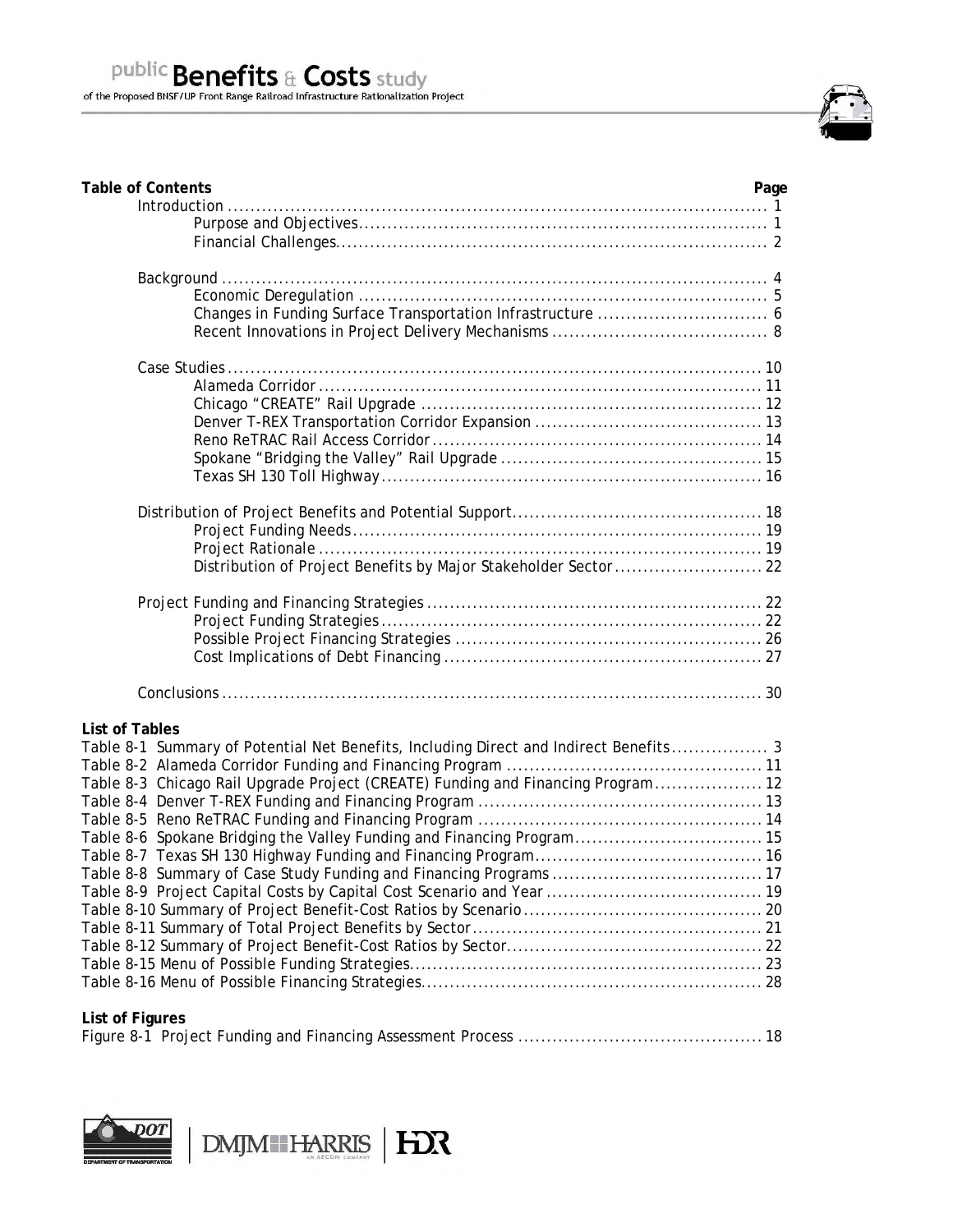## Table of Contents

| | Page |
|---|---|
| Introduction | 1 |
| Purpose and Objectives | 1 |
| Financial Challenges | 2 |
| Background | 4 |
| Economic Deregulation | 5 |
| Changes in Funding Surface Transportation Infrastructure | 6 |
| Recent Innovations in Project Delivery Mechanisms | 8 |
| Case Studies | 10 |
| Alameda Corridor | 11 |
| Chicago "CREATE" Rail Upgrade | 12 |
| Denver T-REX Transportation Corridor Expansion | 13 |
| Reno ReTRAC Rail Access Corridor | 14 |
| Spokane "Bridging the Valley" Rail Upgrade | 15 |
| Texas SH 130 Toll Highway | 16 |
| Distribution of Project Benefits and Potential Support | 18 |
| Project Funding Needs | 19 |
| Project Rationale | 19 |
| Distribution of Project Benefits by Major Stakeholder Sector | 22 |
| Project Funding and Financing Strategies | 22 |
| Project Funding Strategies | 22 |
| Possible Project Financing Strategies | 26 |
| Cost Implications of Debt Financing | 27 |
| Conclusions | 30 |

### List of Tables

| | Page |
|---|---|
| Table 8-1 Summary of Potential Net Benefits, Including Direct and Indirect Benefits | 3 |
| Table 8-2 Alameda Corridor Funding and Financing Program | 11 |
| Table 8-3 Chicago Rail Upgrade Project (CREATE) Funding and Financing Program | 12 |
| Table 8-4 Denver T-REX Funding and Financing Program | 13 |
| Table 8-5 Reno ReTRAC Funding and Financing Program | 14 |
| Table 8-6 Spokane Bridging the Valley Funding and Financing Program | 15 |
| Table 8-7 Texas SH 130 Highway Funding and Financing Program | 16 |
| Table 8-8 Summary of Case Study Funding and Financing Programs | 17 |
| Table 8-9 Project Capital Costs by Capital Cost Scenario and Year | 19 |
| Table 8-10 Summary of Project Benefit-Cost Ratios by Scenario | 20 |
| Table 8-11 Summary of Total Project Benefits by Sector | 21 |
| Table 8-12 Summary of Project Benefit-Cost Ratios by Sector | 22 |
| Table 8-15 Menu of Possible Funding Strategies | 23 |
| Table 8-16 Menu of Possible Financing Strategies | 28 |

### List of Figures

| | Page |
|---|---|
| Figure 8-1 Project Funding and Financing Assessment Process | 18 |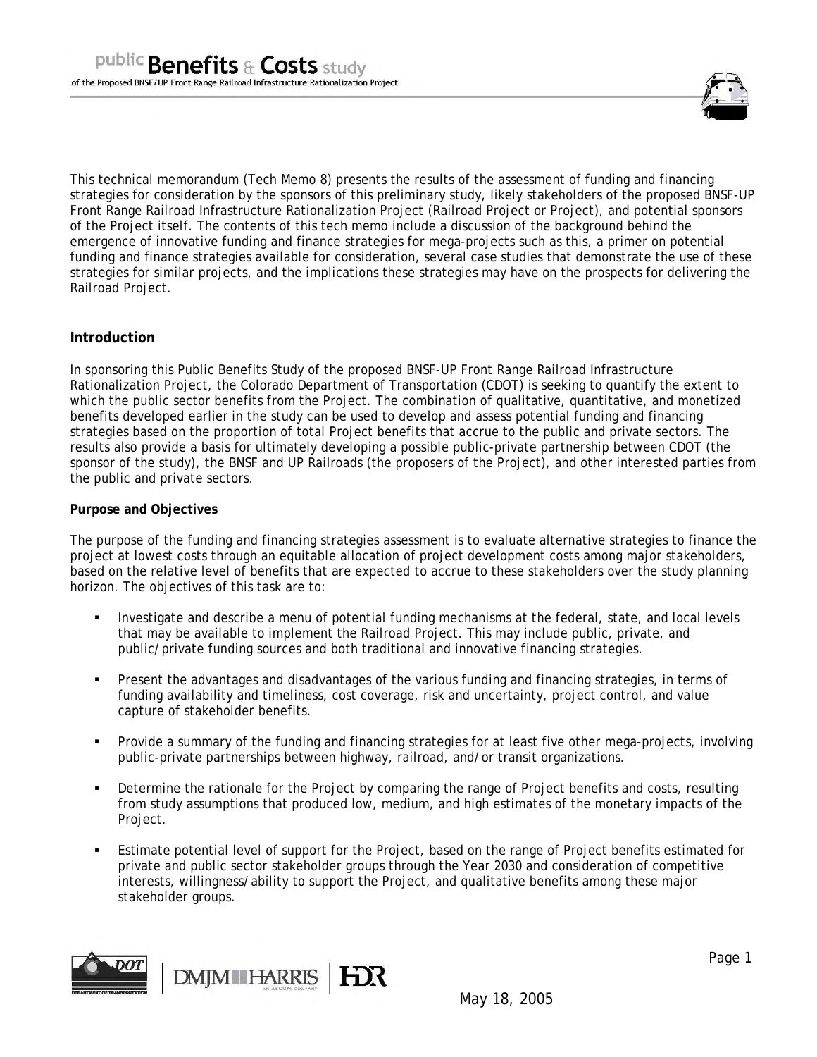This technical memorandum (Tech Memo 8) presents the results of the assessment of funding and financing strategies for consideration by the sponsors of this preliminary study, likely stakeholders of the proposed BNSF-UP Front Range Railroad Infrastructure Rationalization Project (Railroad Project or Project), and potential sponsors of the Project itself. The contents of this tech memo include a discussion of the background behind the emergence of innovative funding and finance strategies for mega-projects such as this, a primer on potential funding and finance strategies available for consideration, several case studies that demonstrate the use of these strategies for similar projects, and the implications these strategies may have on the prospects for delivering the Railroad Project.

## Introduction

In sponsoring this Public Benefits Study of the proposed BNSF-UP Front Range Railroad Infrastructure Rationalization Project, the Colorado Department of Transportation (CDOT) is seeking to quantify the extent to which the public sector benefits from the Project. The combination of qualitative, quantitative, and monetized benefits developed earlier in the study can be used to develop and assess potential funding and financing strategies based on the proportion of total Project benefits that accrue to the public and private sectors. The results also provide a basis for ultimately developing a possible public-private partnership between CDOT (the sponsor of the study), the BNSF and UP Railroads (the proposers of the Project), and other interested parties from the public and private sectors.

### Purpose and Objectives

The purpose of the funding and financing strategies assessment is to evaluate alternative strategies to finance the project at lowest costs through an equitable allocation of project development costs among major stakeholders, based on the relative level of benefits that are expected to accrue to these stakeholders over the study planning horizon. The objectives of this task are to:

- Investigate and describe a menu of potential funding mechanisms at the federal, state, and local levels that may be available to implement the Railroad Project. This may include public, private, and public/private funding sources and both traditional and innovative financing strategies.
- Present the advantages and disadvantages of the various funding and financing strategies, in terms of funding availability and timeliness, cost coverage, risk and uncertainty, project control, and value capture of stakeholder benefits.
- Provide a summary of the funding and financing strategies for at least five other mega-projects, involving public-private partnerships between highway, railroad, and/or transit organizations.
- Determine the rationale for the Project by comparing the range of Project benefits and costs, resulting from study assumptions that produced low, medium, and high estimates of the monetary impacts of the Project.
- Estimate potential level of support for the Project, based on the range of Project benefits estimated for private and public sector stakeholder groups through the Year 2030 and consideration of competitive interests, willingness/ability to support the Project, and qualitative benefits among these major stakeholder groups.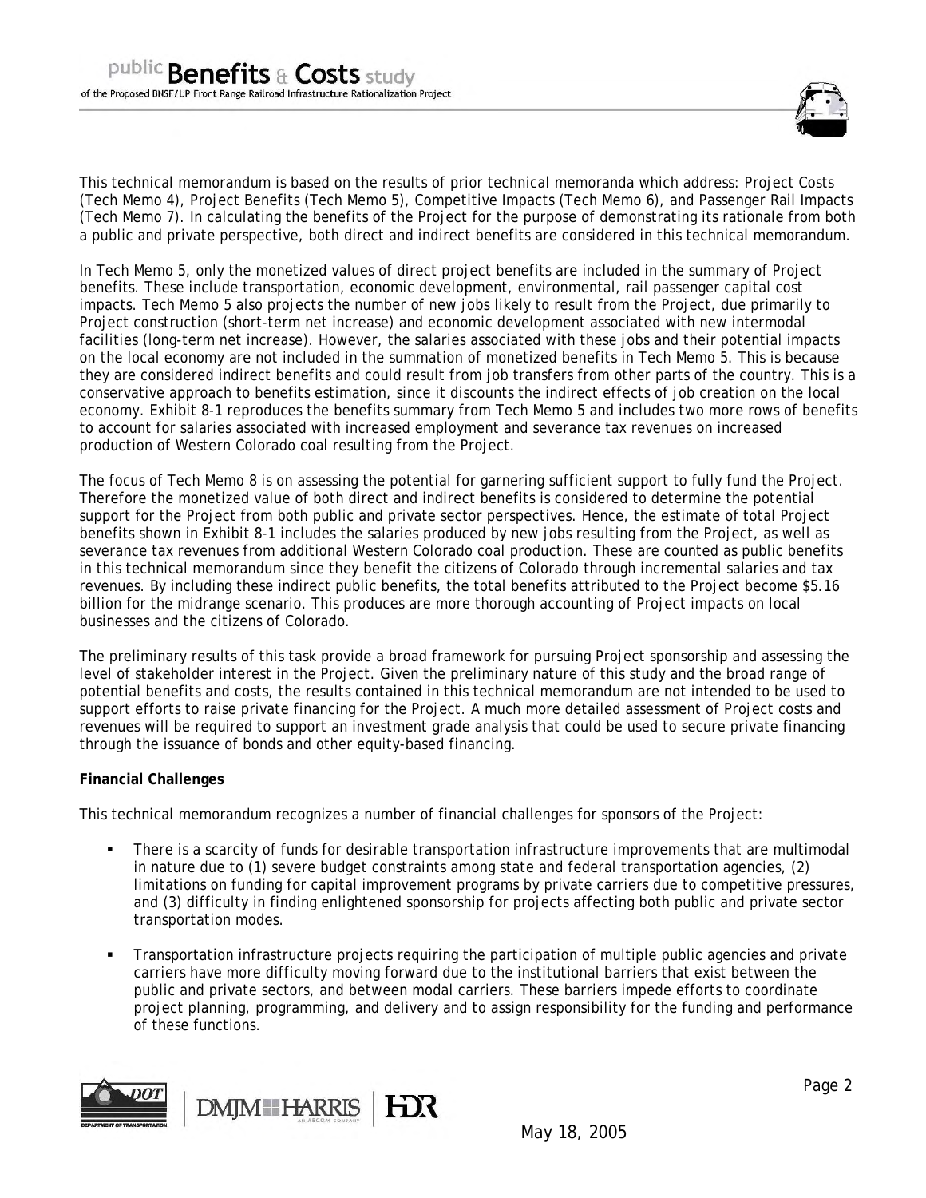This technical memorandum is based on the results of prior technical memoranda which address: Project Costs (Tech Memo 4), Project Benefits (Tech Memo 5), Competitive Impacts (Tech Memo 6), and Passenger Rail Impacts (Tech Memo 7). In calculating the benefits of the Project for the purpose of demonstrating its rationale from both a public and private perspective, both direct and indirect benefits are considered in this technical memorandum.

In Tech Memo 5, only the monetized values of direct project benefits are included in the summary of Project benefits. These include transportation, economic development, environmental, rail passenger capital cost impacts. Tech Memo 5 also projects the number of new jobs likely to result from the Project, due primarily to Project construction (short-term net increase) and economic development associated with new intermodal facilities (long-term net increase). However, the salaries associated with these jobs and their potential impacts on the local economy are not included in the summation of monetized benefits in Tech Memo 5. This is because they are considered indirect benefits and could result from job transfers from other parts of the country. This is a conservative approach to benefits estimation, since it discounts the indirect effects of job creation on the local economy. Exhibit 8-1 reproduces the benefits summary from Tech Memo 5 and includes two more rows of benefits to account for salaries associated with increased employment and severance tax revenues on increased production of Western Colorado coal resulting from the Project.

The focus of Tech Memo 8 is on assessing the potential for garnering sufficient support to fully fund the Project. Therefore the monetized value of both direct and indirect benefits is considered to determine the potential support for the Project from both public and private sector perspectives. Hence, the estimate of total Project benefits shown in Exhibit 8-1 includes the salaries produced by new jobs resulting from the Project, as well as severance tax revenues from additional Western Colorado coal production. These are counted as public benefits in this technical memorandum since they benefit the citizens of Colorado through incremental salaries and tax revenues. By including these indirect public benefits, the total benefits attributed to the Project become $5.16 billion for the midrange scenario. This produces are more thorough accounting of Project impacts on local businesses and the citizens of Colorado.

The preliminary results of this task provide a broad framework for pursuing Project sponsorship and assessing the level of stakeholder interest in the Project. Given the preliminary nature of this study and the broad range of potential benefits and costs, the results contained in this technical memorandum are not intended to be used to support efforts to raise private financing for the Project. A much more detailed assessment of Project costs and revenues will be required to support an investment grade analysis that could be used to secure private financing through the issuance of bonds and other equity-based financing.

**Financial Challenges**

This technical memorandum recognizes a number of financial challenges for sponsors of the Project:

- There is a scarcity of funds for desirable transportation infrastructure improvements that are multimodal in nature due to (1) severe budget constraints among state and federal transportation agencies, (2) limitations on funding for capital improvement programs by private carriers due to competitive pressures, and (3) difficulty in finding enlightened sponsorship for projects affecting both public and private sector transportation modes.
- Transportation infrastructure projects requiring the participation of multiple public agencies and private carriers have more difficulty moving forward due to the institutional barriers that exist between the public and private sectors, and between modal carriers. These barriers impede efforts to coordinate project planning, programming, and delivery and to assign responsibility for the funding and performance of these functions.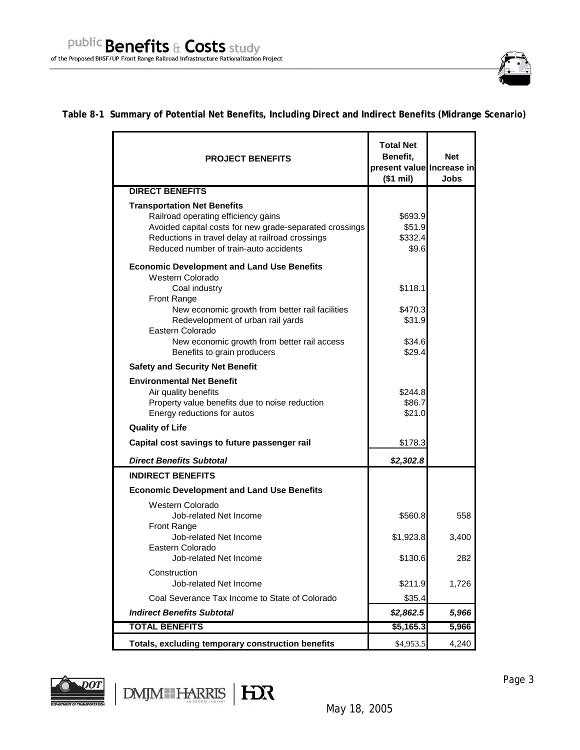**Table 8-1 Summary of Potential Net Benefits, Including Direct and Indirect Benefits (Midrange Scenario)**

| PROJECT BENEFITS | Total Net Benefit, present value ($1 mil) | Net Increase in Jobs |
|---|---|---|
| **DIRECT BENEFITS** | | |
| **Transportation Net Benefits** | | |
| Railroad operating efficiency gains | $693.9 | |
| Avoided capital costs for new grade-separated crossings | $51.9 | |
| Reductions in travel delay at railroad crossings | $332.4 | |
| Reduced number of train-auto accidents | $9.6 | |
| **Economic Development and Land Use Benefits** | | |
| Western Colorado | | |
| Coal industry | $118.1 | |
| Front Range | | |
| New economic growth from better rail facilities | $470.3 | |
| Redevelopment of urban rail yards | $31.9 | |
| Eastern Colorado | | |
| New economic growth from better rail access | $34.6 | |
| Benefits to grain producers | $29.4 | |
| **Safety and Security Net Benefit** | | |
| **Environmental Net Benefit** | | |
| Air quality benefits | $244.8 | |
| Property value benefits due to noise reduction | $86.7 | |
| Energy reductions for autos | $21.0 | |
| **Quality of Life** | | |
| **Capital cost savings to future passenger rail** | $178.3 | |
| ***Direct Benefits Subtotal*** | ***$2,302.8*** | |
| **INDIRECT BENEFITS** | | |
| **Economic Development and Land Use Benefits** | | |
| Western Colorado | | |
| Job-related Net Income | $560.8 | 558 |
| Front Range | | |
| Job-related Net Income | $1,923.8 | 3,400 |
| Eastern Colorado | | |
| Job-related Net Income | $130.6 | 282 |
| Construction | | |
| Job-related Net Income | $211.9 | 1,726 |
| Coal Severance Tax Income to State of Colorado | $35.4 | |
| ***Indirect Benefits Subtotal*** | ***$2,862.5*** | ***5,966*** |
| **TOTAL BENEFITS** | **$5,165.3** | **5,966** |
| **Totals, excluding temporary construction benefits** | $4,953.5 | 4,240 |

May 18, 2005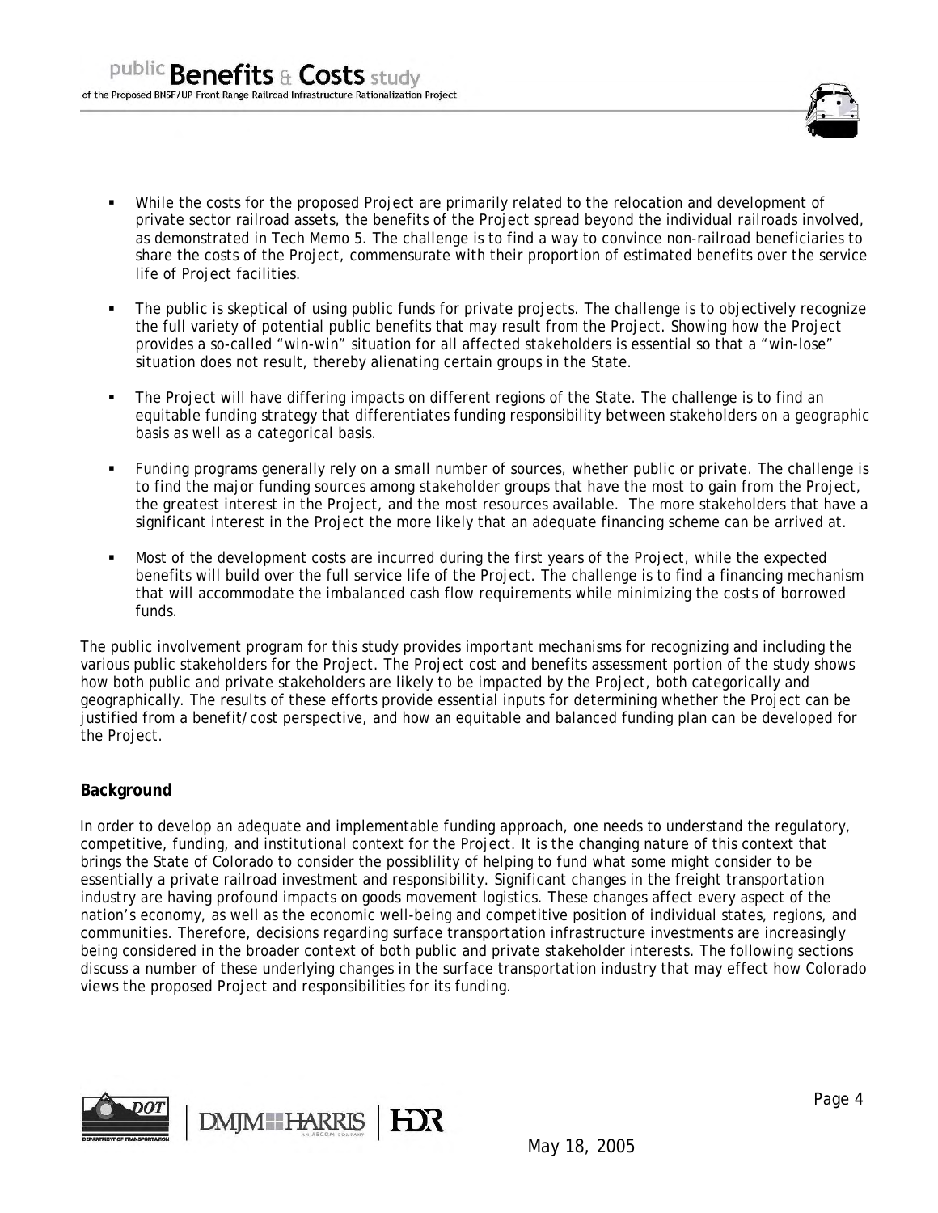- While the costs for the proposed Project are primarily related to the relocation and development of private sector railroad assets, the benefits of the Project spread beyond the individual railroads involved, as demonstrated in Tech Memo 5. The challenge is to find a way to convince non-railroad beneficiaries to share the costs of the Project, commensurate with their proportion of estimated benefits over the service life of Project facilities.

- The public is skeptical of using public funds for private projects. The challenge is to objectively recognize the full variety of potential public benefits that may result from the Project. Showing how the Project provides a so-called "win-win" situation for all affected stakeholders is essential so that a "win-lose" situation does not result, thereby alienating certain groups in the State.

- The Project will have differing impacts on different regions of the State. The challenge is to find an equitable funding strategy that differentiates funding responsibility between stakeholders on a geographic basis as well as a categorical basis.

- Funding programs generally rely on a small number of sources, whether public or private. The challenge is to find the major funding sources among stakeholder groups that have the most to gain from the Project, the greatest interest in the Project, and the most resources available. The more stakeholders that have a significant interest in the Project the more likely that an adequate financing scheme can be arrived at.

- Most of the development costs are incurred during the first years of the Project, while the expected benefits will build over the full service life of the Project. The challenge is to find a financing mechanism that will accommodate the imbalanced cash flow requirements while minimizing the costs of borrowed funds.

The public involvement program for this study provides important mechanisms for recognizing and including the various public stakeholders for the Project. The Project cost and benefits assessment portion of the study shows how both public and private stakeholders are likely to be impacted by the Project, both categorically and geographically. The results of these efforts provide essential inputs for determining whether the Project can be justified from a benefit/cost perspective, and how an equitable and balanced funding plan can be developed for the Project.

**Background**

In order to develop an adequate and implementable funding approach, one needs to understand the regulatory, competitive, funding, and institutional context for the Project. It is the changing nature of this context that brings the State of Colorado to consider the possiblility of helping to fund what some might consider to be essentially a private railroad investment and responsibility. Significant changes in the freight transportation industry are having profound impacts on goods movement logistics. These changes affect every aspect of the nation's economy, as well as the economic well-being and competitive position of individual states, regions, and communities. Therefore, decisions regarding surface transportation infrastructure investments are increasingly being considered in the broader context of both public and private stakeholder interests. The following sections discuss a number of these underlying changes in the surface transportation industry that may effect how Colorado views the proposed Project and responsibilities for its funding.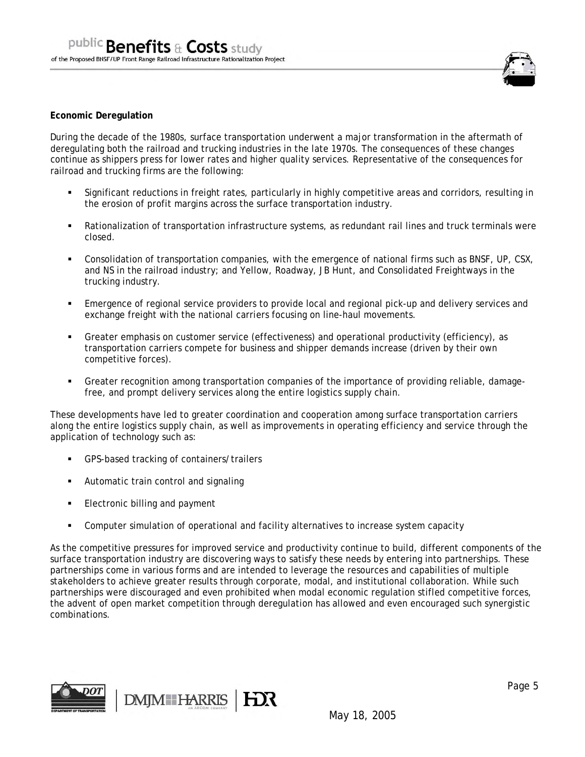**Economic Deregulation**

During the decade of the 1980s, surface transportation underwent a major transformation in the aftermath of deregulating both the railroad and trucking industries in the late 1970s. The consequences of these changes continue as shippers press for lower rates and higher quality services. Representative of the consequences for railroad and trucking firms are the following:

- Significant reductions in freight rates, particularly in highly competitive areas and corridors, resulting in the erosion of profit margins across the surface transportation industry.
- Rationalization of transportation infrastructure systems, as redundant rail lines and truck terminals were closed.
- Consolidation of transportation companies, with the emergence of national firms such as BNSF, UP, CSX, and NS in the railroad industry; and Yellow, Roadway, JB Hunt, and Consolidated Freightways in the trucking industry.
- Emergence of regional service providers to provide local and regional pick-up and delivery services and exchange freight with the national carriers focusing on line-haul movements.
- Greater emphasis on customer service (effectiveness) and operational productivity (efficiency), as transportation carriers compete for business and shipper demands increase (driven by their own competitive forces).
- Greater recognition among transportation companies of the importance of providing reliable, damage-free, and prompt delivery services along the entire logistics supply chain.

These developments have led to greater coordination and cooperation among surface transportation carriers along the entire logistics supply chain, as well as improvements in operating efficiency and service through the application of technology such as:

- GPS-based tracking of containers/trailers
- Automatic train control and signaling
- Electronic billing and payment
- Computer simulation of operational and facility alternatives to increase system capacity

As the competitive pressures for improved service and productivity continue to build, different components of the surface transportation industry are discovering ways to satisfy these needs by entering into partnerships. These partnerships come in various forms and are intended to leverage the resources and capabilities of multiple stakeholders to achieve greater results through corporate, modal, and institutional collaboration. While such partnerships were discouraged and even prohibited when modal economic regulation stifled competitive forces, the advent of open market competition through deregulation has allowed and even encouraged such synergistic combinations.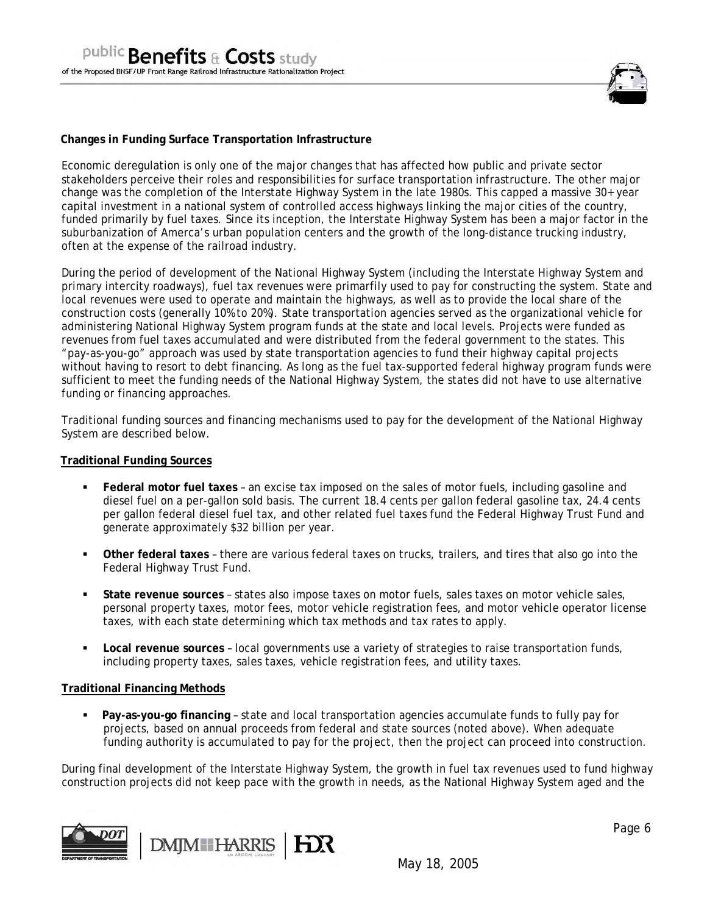**Changes in Funding Surface Transportation Infrastructure**

Economic deregulation is only one of the major changes that has affected how public and private sector stakeholders perceive their roles and responsibilities for surface transportation infrastructure. The other major change was the completion of the Interstate Highway System in the late 1980s. This capped a massive 30+ year capital investment in a national system of controlled access highways linking the major cities of the country, funded primarily by fuel taxes. Since its inception, the Interstate Highway System has been a major factor in the suburbanization of Amerca's urban population centers and the growth of the long-distance trucking industry, often at the expense of the railroad industry.

During the period of development of the National Highway System (including the Interstate Highway System and primary intercity roadways), fuel tax revenues were primarfily used to pay for constructing the system. State and local revenues were used to operate and maintain the highways, as well as to provide the local share of the construction costs (generally 10% to 20%). State transportation agencies served as the organizational vehicle for administering National Highway System program funds at the state and local levels. Projects were funded as revenues from fuel taxes accumulated and were distributed from the federal government to the states. This "pay-as-you-go" approach was used by state transportation agencies to fund their highway capital projects without having to resort to debt financing. As long as the fuel tax-supported federal highway program funds were sufficient to meet the funding needs of the National Highway System, the states did not have to use alternative funding or financing approaches.

Traditional funding sources and financing mechanisms used to pay for the development of the National Highway System are described below.

**Traditional Funding Sources**

- **Federal motor fuel taxes** – an excise tax imposed on the sales of motor fuels, including gasoline and diesel fuel on a per-gallon sold basis. The current 18.4 cents per gallon federal gasoline tax, 24.4 cents per gallon federal diesel fuel tax, and other related fuel taxes fund the Federal Highway Trust Fund and generate approximately $32 billion per year.
- **Other federal taxes** – there are various federal taxes on trucks, trailers, and tires that also go into the Federal Highway Trust Fund.
- **State revenue sources** – states also impose taxes on motor fuels, sales taxes on motor vehicle sales, personal property taxes, motor fees, motor vehicle registration fees, and motor vehicle operator license taxes, with each state determining which tax methods and tax rates to apply.
- **Local revenue sources** – local governments use a variety of strategies to raise transportation funds, including property taxes, sales taxes, vehicle registration fees, and utility taxes.

**Traditional Financing Methods**

- **Pay-as-you-go financing** – state and local transportation agencies accumulate funds to fully pay for projects, based on annual proceeds from federal and state sources (noted above). When adequate funding authority is accumulated to pay for the project, then the project can proceed into construction.

During final development of the Interstate Highway System, the growth in fuel tax revenues used to fund highway construction projects did not keep pace with the growth in needs, as the National Highway System aged and the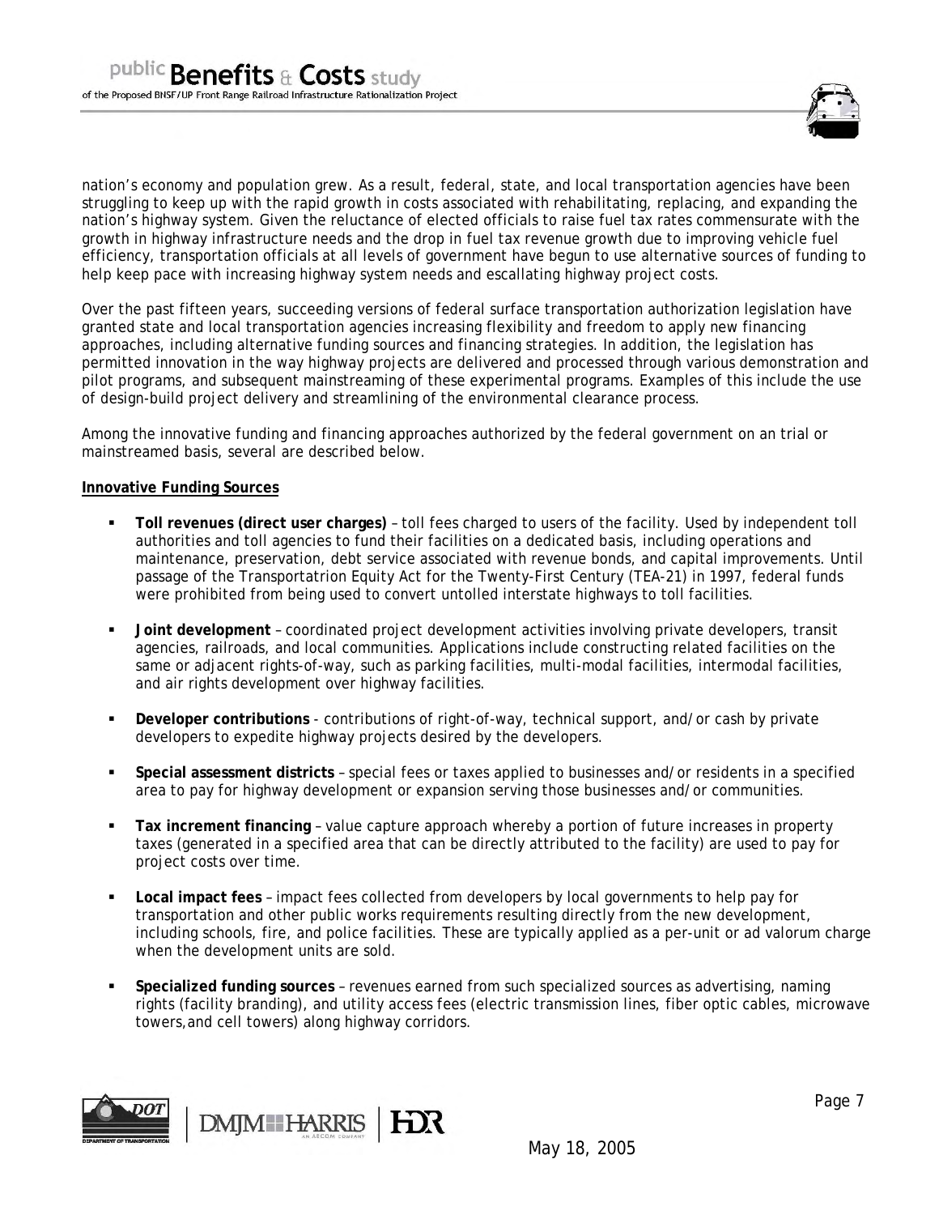nation's economy and population grew. As a result, federal, state, and local transportation agencies have been struggling to keep up with the rapid growth in costs associated with rehabilitating, replacing, and expanding the nation's highway system. Given the reluctance of elected officials to raise fuel tax rates commensurate with the growth in highway infrastructure needs and the drop in fuel tax revenue growth due to improving vehicle fuel efficiency, transportation officials at all levels of government have begun to use alternative sources of funding to help keep pace with increasing highway system needs and escallating highway project costs.

Over the past fifteen years, succeeding versions of federal surface transportation authorization legislation have granted state and local transportation agencies increasing flexibility and freedom to apply new financing approaches, including alternative funding sources and financing strategies. In addition, the legislation has permitted innovation in the way highway projects are delivered and processed through various demonstration and pilot programs, and subsequent mainstreaming of these experimental programs. Examples of this include the use of design-build project delivery and streamlining of the environmental clearance process.

Among the innovative funding and financing approaches authorized by the federal government on an trial or mainstreamed basis, several are described below.

**Innovative Funding Sources**

- **Toll revenues (direct user charges)** – toll fees charged to users of the facility. Used by independent toll authorities and toll agencies to fund their facilities on a dedicated basis, including operations and maintenance, preservation, debt service associated with revenue bonds, and capital improvements. Until passage of the Transportatrion Equity Act for the Twenty-First Century (TEA-21) in 1997, federal funds were prohibited from being used to convert untolled interstate highways to toll facilities.

- **Joint development** – coordinated project development activities involving private developers, transit agencies, railroads, and local communities. Applications include constructing related facilities on the same or adjacent rights-of-way, such as parking facilities, multi-modal facilities, intermodal facilities, and air rights development over highway facilities.

- **Developer contributions** - contributions of right-of-way, technical support, and/or cash by private developers to expedite highway projects desired by the developers.

- **Special assessment districts** – special fees or taxes applied to businesses and/or residents in a specified area to pay for highway development or expansion serving those businesses and/or communities.

- **Tax increment financing** – value capture approach whereby a portion of future increases in property taxes (generated in a specified area that can be directly attributed to the facility) are used to pay for project costs over time.

- **Local impact fees** – impact fees collected from developers by local governments to help pay for transportation and other public works requirements resulting directly from the new development, including schools, fire, and police facilities. These are typically applied as a per-unit or ad valorum charge when the development units are sold.

- **Specialized funding sources** – revenues earned from such specialized sources as advertising, naming rights (facility branding), and utility access fees (electric transmission lines, fiber optic cables, microwave towers,and cell towers) along highway corridors.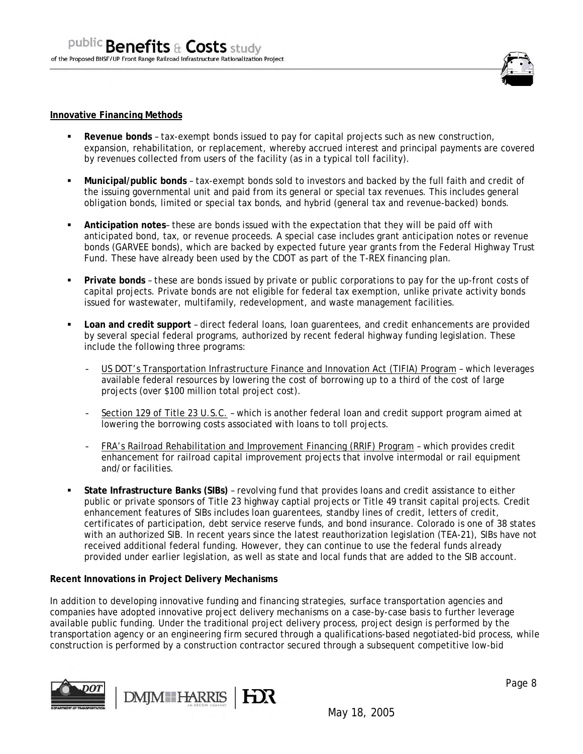**<u>Innovative Financing Methods</u>**

- **Revenue bonds** – tax-exempt bonds issued to pay for capital projects such as new construction, expansion, rehabilitation, or replacement, whereby accrued interest and principal payments are covered by revenues collected from users of the facility (as in a typical toll facility).

- **Municipal/public bonds** – tax-exempt bonds sold to investors and backed by the full faith and credit of the issuing governmental unit and paid from its general or special tax revenues. This includes general obligation bonds, limited or special tax bonds, and hybrid (general tax and revenue-backed) bonds.

- **Anticipation notes**– these are bonds issued with the expectation that they will be paid off with anticipated bond, tax, or revenue proceeds. A special case includes grant anticipation notes or revenue bonds (GARVEE bonds), which are backed by expected future year grants from the Federal Highway Trust Fund. These have already been used by the CDOT as part of the T-REX financing plan.

- **Private bonds** – these are bonds issued by private or public corporations to pay for the up-front costs of capital projects. Private bonds are not eligible for federal tax exemption, unlike private activity bonds issued for wastewater, multifamily, redevelopment, and waste management facilities.

- **Loan and credit support** – direct federal loans, loan guarentees, and credit enhancements are provided by several special federal programs, authorized by recent federal highway funding legislation. These include the following three programs:

  - <u>US DOT's Transportation Infrastructure Finance and Innovation Act (TIFIA) Program</u> – which leverages available federal resources by lowering the cost of borrowing up to a third of the cost of large projects (over $100 million total project cost).

  - <u>Section 129 of Title 23 U.S.C.</u> – which is another federal loan and credit support program aimed at lowering the borrowing costs associated with loans to toll projects.

  - <u>FRA's Railroad Rehabilitation and Improvement Financing (RRIF) Program</u> – which provides credit enhancement for railroad capital improvement projects that involve intermodal or rail equipment and/or facilities.

- **State Infrastructure Banks (SIBs)** – revolving fund that provides loans and credit assistance to either public or private sponsors of Title 23 highway captial projects or Title 49 transit capital projects. Credit enhancement features of SIBs includes loan guarentees, standby lines of credit, letters of credit, certificates of participation, debt service reserve funds, and bond insurance. Colorado is one of 38 states with an authorized SIB. In recent years since the latest reauthorization legislation (TEA-21), SIBs have not received additional federal funding. However, they can continue to use the federal funds already provided under earlier legislation, as well as state and local funds that are added to the SIB account.

**Recent Innovations in Project Delivery Mechanisms**

In addition to developing innovative funding and financing strategies, surface transportation agencies and companies have adopted innovative project delivery mechanisms on a case-by-case basis to further leverage available public funding. Under the traditional project delivery process, project design is performed by the transportation agency or an engineering firm secured through a qualifications-based negotiated-bid process, while construction is performed by a construction contractor secured through a subsequent competitive low-bid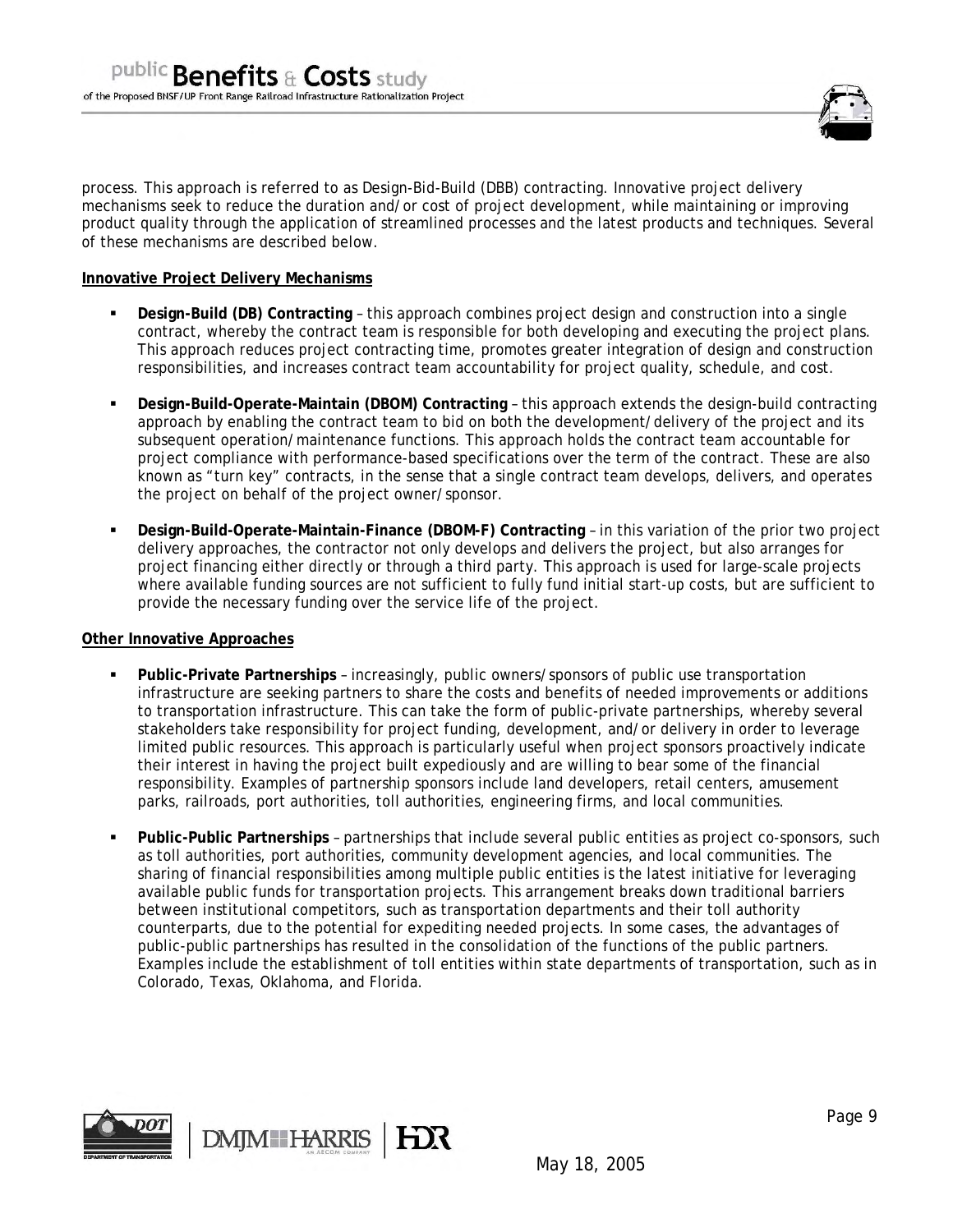process. This approach is referred to as Design-Bid-Build (DBB) contracting. Innovative project delivery mechanisms seek to reduce the duration and/or cost of project development, while maintaining or improving product quality through the application of streamlined processes and the latest products and techniques. Several of these mechanisms are described below.

**Innovative Project Delivery Mechanisms**

- **Design-Build (DB) Contracting** – this approach combines project design and construction into a single contract, whereby the contract team is responsible for both developing and executing the project plans. This approach reduces project contracting time, promotes greater integration of design and construction responsibilities, and increases contract team accountability for project quality, schedule, and cost.

- **Design-Build-Operate-Maintain (DBOM) Contracting** – this approach extends the design-build contracting approach by enabling the contract team to bid on both the development/delivery of the project and its subsequent operation/maintenance functions. This approach holds the contract team accountable for project compliance with performance-based specifications over the term of the contract. These are also known as "turn key" contracts, in the sense that a single contract team develops, delivers, and operates the project on behalf of the project owner/sponsor.

- **Design-Build-Operate-Maintain-Finance (DBOM-F) Contracting** – in this variation of the prior two project delivery approaches, the contractor not only develops and delivers the project, but also arranges for project financing either directly or through a third party. This approach is used for large-scale projects where available funding sources are not sufficient to fully fund initial start-up costs, but are sufficient to provide the necessary funding over the service life of the project.

**Other Innovative Approaches**

- **Public-Private Partnerships** – increasingly, public owners/sponsors of public use transportation infrastructure are seeking partners to share the costs and benefits of needed improvements or additions to transportation infrastructure. This can take the form of public-private partnerships, whereby several stakeholders take responsibility for project funding, development, and/or delivery in order to leverage limited public resources. This approach is particularly useful when project sponsors proactively indicate their interest in having the project built expediously and are willing to bear some of the financial responsibility. Examples of partnership sponsors include land developers, retail centers, amusement parks, railroads, port authorities, toll authorities, engineering firms, and local communities.

- **Public-Public Partnerships** – partnerships that include several public entities as project co-sponsors, such as toll authorities, port authorities, community development agencies, and local communities. The sharing of financial responsibilities among multiple public entities is the latest initiative for leveraging available public funds for transportation projects. This arrangement breaks down traditional barriers between institutional competitors, such as transportation departments and their toll authority counterparts, due to the potential for expediting needed projects. In some cases, the advantages of public-public partnerships has resulted in the consolidation of the functions of the public partners. Examples include the establishment of toll entities within state departments of transportation, such as in Colorado, Texas, Oklahoma, and Florida.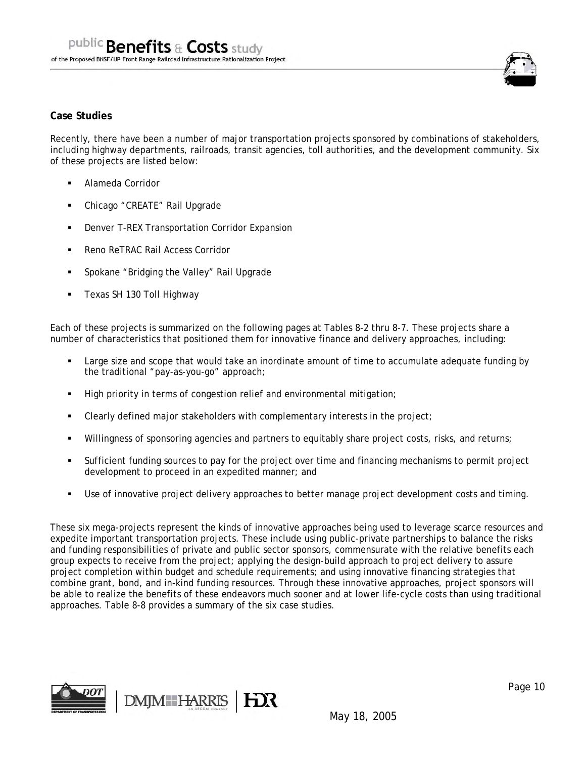**Case Studies**

Recently, there have been a number of major transportation projects sponsored by combinations of stakeholders, including highway departments, railroads, transit agencies, toll authorities, and the development community. Six of these projects are listed below:

- Alameda Corridor
- Chicago "CREATE" Rail Upgrade
- Denver T-REX Transportation Corridor Expansion
- Reno ReTRAC Rail Access Corridor
- Spokane "Bridging the Valley" Rail Upgrade
- Texas SH 130 Toll Highway

Each of these projects is summarized on the following pages at Tables 8-2 thru 8-7. These projects share a number of characteristics that positioned them for innovative finance and delivery approaches, including:

- Large size and scope that would take an inordinate amount of time to accumulate adequate funding by the traditional "pay-as-you-go" approach;
- High priority in terms of congestion relief and environmental mitigation;
- Clearly defined major stakeholders with complementary interests in the project;
- Willingness of sponsoring agencies and partners to equitably share project costs, risks, and returns;
- Sufficient funding sources to pay for the project over time and financing mechanisms to permit project development to proceed in an expedited manner; and
- Use of innovative project delivery approaches to better manage project development costs and timing.

These six mega-projects represent the kinds of innovative approaches being used to leverage scarce resources and expedite important transportation projects. These include using public-private partnerships to balance the risks and funding responsibilities of private and public sector sponsors, commensurate with the relative benefits each group expects to receive from the project; applying the design-build approach to project delivery to assure project completion within budget and schedule requirements; and using innovative financing strategies that combine grant, bond, and in-kind funding resources. Through these innovative approaches, project sponsors will be able to realize the benefits of these endeavors much sooner and at lower life-cycle costs than using traditional approaches. Table 8-8 provides a summary of the six case studies.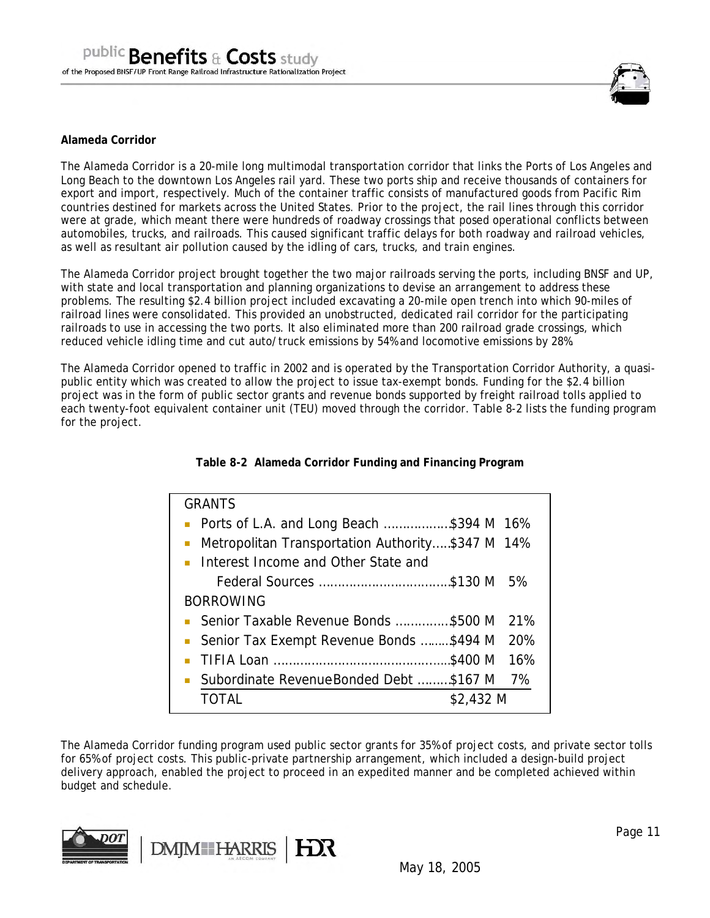**Alameda Corridor**

The Alameda Corridor is a 20-mile long multimodal transportation corridor that links the Ports of Los Angeles and Long Beach to the downtown Los Angeles rail yard. These two ports ship and receive thousands of containers for export and import, respectively. Much of the container traffic consists of manufactured goods from Pacific Rim countries destined for markets across the United States. Prior to the project, the rail lines through this corridor were at grade, which meant there were hundreds of roadway crossings that posed operational conflicts between automobiles, trucks, and railroads. This caused significant traffic delays for both roadway and railroad vehicles, as well as resultant air pollution caused by the idling of cars, trucks, and train engines.

The Alameda Corridor project brought together the two major railroads serving the ports, including BNSF and UP, with state and local transportation and planning organizations to devise an arrangement to address these problems. The resulting $2.4 billion project included excavating a 20-mile open trench into which 90-miles of railroad lines were consolidated. This provided an unobstructed, dedicated rail corridor for the participating railroads to use in accessing the two ports. It also eliminated more than 200 railroad grade crossings, which reduced vehicle idling time and cut auto/truck emissions by 54% and locomotive emissions by 28%.

The Alameda Corridor opened to traffic in 2002 and is operated by the Transportation Corridor Authority, a quasi-public entity which was created to allow the project to issue tax-exempt bonds. Funding for the $2.4 billion project was in the form of public sector grants and revenue bonds supported by freight railroad tolls applied to each twenty-foot equivalent container unit (TEU) moved through the corridor. Table 8-2 lists the funding program for the project.

**Table 8-2 Alameda Corridor Funding and Financing Program**

| Source | Amount | Percent |
|---|---|---|
| **GRANTS** | | |
| Ports of L.A. and Long Beach | $394 M | 16% |
| Metropolitan Transportation Authority | $347 M | 14% |
| Interest Income and Other State and Federal Sources | $130 M | 5% |
| **BORROWING** | | |
| Senior Taxable Revenue Bonds | $500 M | 21% |
| Senior Tax Exempt Revenue Bonds | $494 M | 20% |
| TIFIA Loan | $400 M | 16% |
| Subordinate Revenue Bonded Debt | $167 M | 7% |
| TOTAL | $2,432 M | |

The Alameda Corridor funding program used public sector grants for 35% of project costs, and private sector tolls for 65% of project costs. This public-private partnership arrangement, which included a design-build project delivery approach, enabled the project to proceed in an expedited manner and be completed achieved within budget and schedule.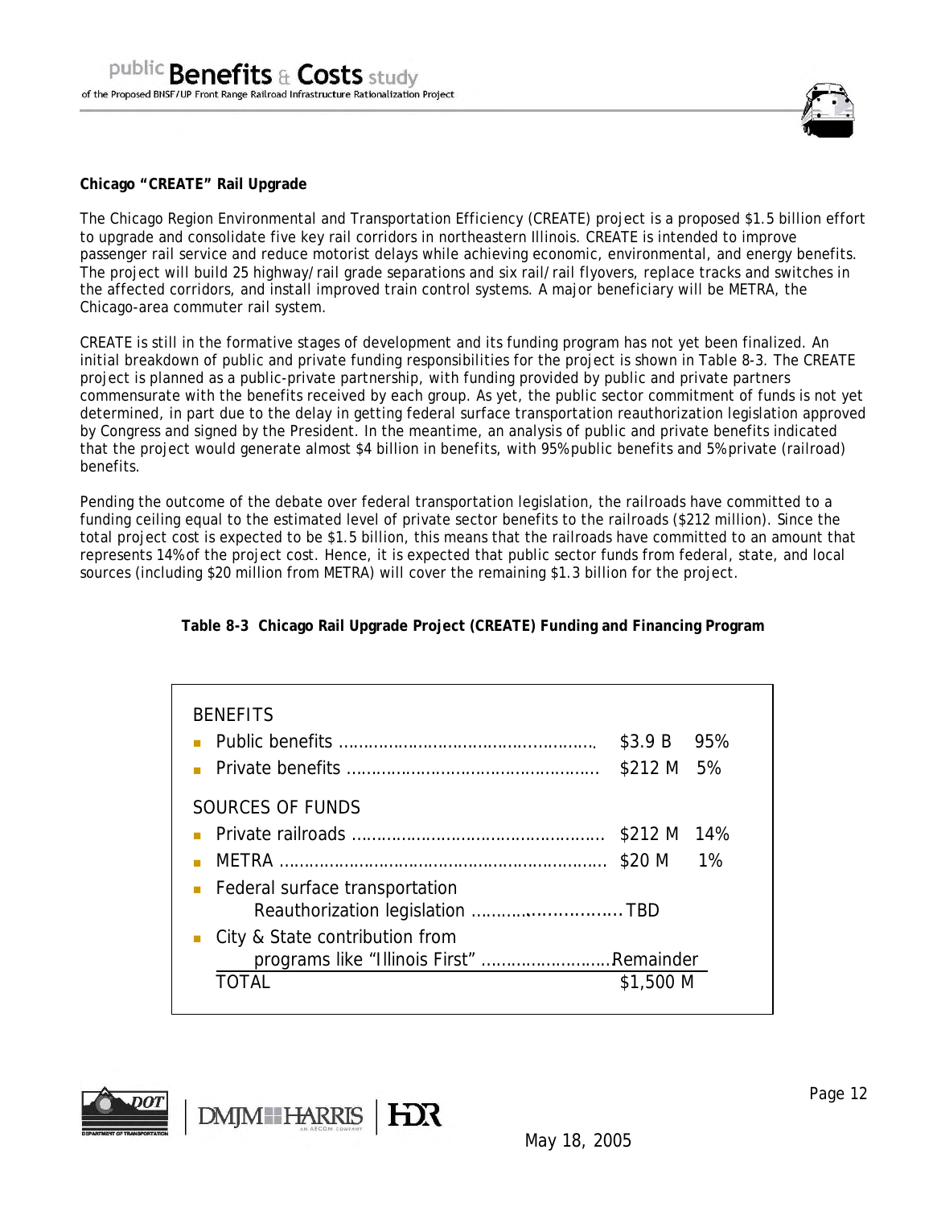**Chicago "CREATE" Rail Upgrade**

The Chicago Region Environmental and Transportation Efficiency (CREATE) project is a proposed $1.5 billion effort to upgrade and consolidate five key rail corridors in northeastern Illinois. CREATE is intended to improve passenger rail service and reduce motorist delays while achieving economic, environmental, and energy benefits. The project will build 25 highway/rail grade separations and six rail/rail flyovers, replace tracks and switches in the affected corridors, and install improved train control systems. A major beneficiary will be METRA, the Chicago-area commuter rail system.

CREATE is still in the formative stages of development and its funding program has not yet been finalized. An initial breakdown of public and private funding responsibilities for the project is shown in Table 8-3. The CREATE project is planned as a public-private partnership, with funding provided by public and private partners commensurate with the benefits received by each group. As yet, the public sector commitment of funds is not yet determined, in part due to the delay in getting federal surface transportation reauthorization legislation approved by Congress and signed by the President. In the meantime, an analysis of public and private benefits indicated that the project would generate almost $4 billion in benefits, with 95% public benefits and 5% private (railroad) benefits.

Pending the outcome of the debate over federal transportation legislation, the railroads have committed to a funding ceiling equal to the estimated level of private sector benefits to the railroads ($212 million). Since the total project cost is expected to be $1.5 billion, this means that the railroads have committed to an amount that represents 14% of the project cost. Hence, it is expected that public sector funds from federal, state, and local sources (including $20 million from METRA) will cover the remaining $1.3 billion for the project.

**Table 8-3 Chicago Rail Upgrade Project (CREATE) Funding and Financing Program**

| | Amount | Share |
|---|---|---|
| **BENEFITS** | | |
| Public benefits | $3.9 B | 95% |
| Private benefits | $212 M | 5% |
| **SOURCES OF FUNDS** | | |
| Private railroads | $212 M | 14% |
| METRA | $20 M | 1% |
| Federal surface transportation Reauthorization legislation | TBD | |
| City & State contribution from programs like "Illinois First" | Remainder | |
| TOTAL | $1,500 M | |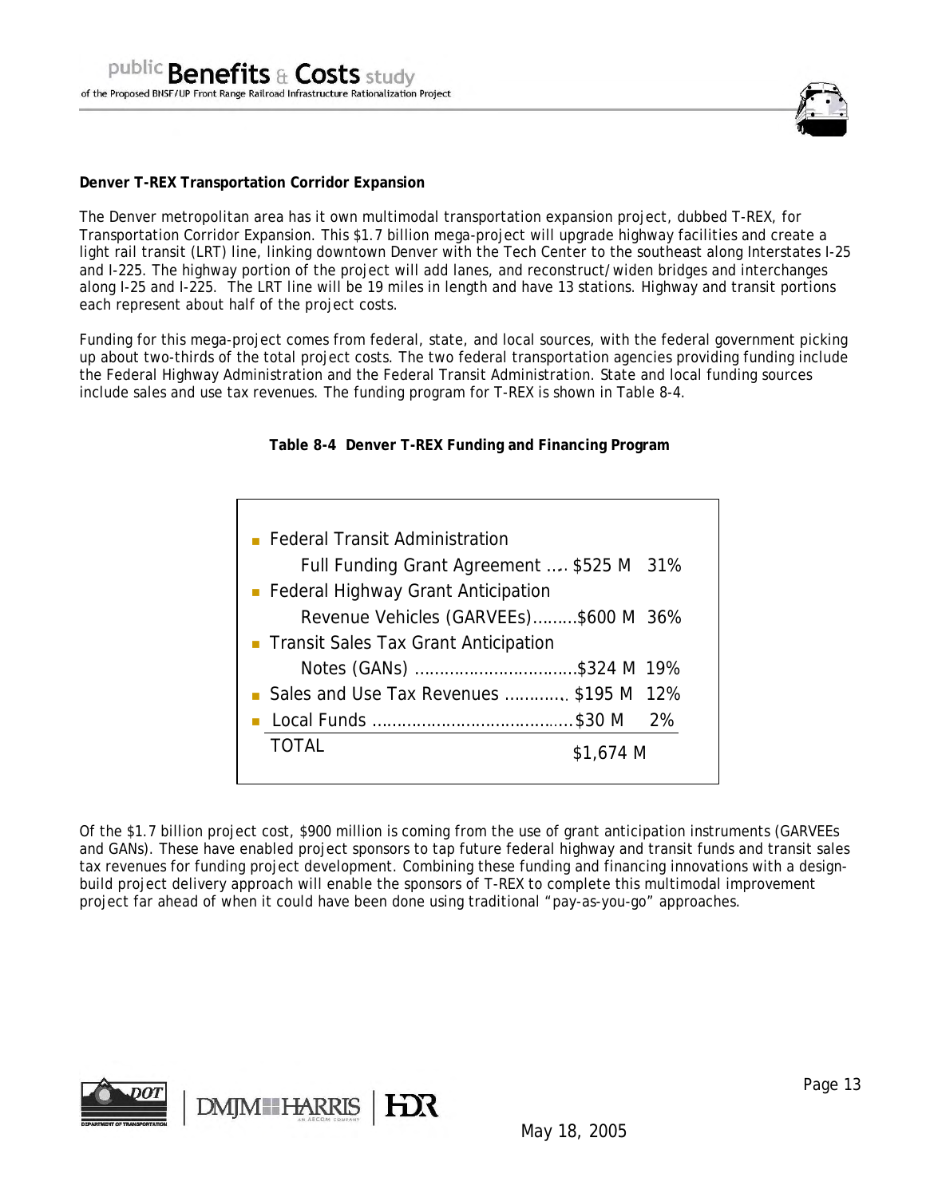**Denver T-REX Transportation Corridor Expansion**

The Denver metropolitan area has it own multimodal transportation expansion project, dubbed T-REX, for Transportation Corridor Expansion. This $1.7 billion mega-project will upgrade highway facilities and create a light rail transit (LRT) line, linking downtown Denver with the Tech Center to the southeast along Interstates I-25 and I-225. The highway portion of the project will add lanes, and reconstruct/widen bridges and interchanges along I-25 and I-225. The LRT line will be 19 miles in length and have 13 stations. Highway and transit portions each represent about half of the project costs.

Funding for this mega-project comes from federal, state, and local sources, with the federal government picking up about two-thirds of the total project costs. The two federal transportation agencies providing funding include the Federal Highway Administration and the Federal Transit Administration. State and local funding sources include sales and use tax revenues. The funding program for T-REX is shown in Table 8-4.

**Table 8-4 Denver T-REX Funding and Financing Program**

| Source | Amount | Share |
|---|---|---|
| Federal Transit Administration Full Funding Grant Agreement | $525 M | 31% |
| Federal Highway Grant Anticipation Revenue Vehicles (GARVEEs) | $600 M | 36% |
| Transit Sales Tax Grant Anticipation Notes (GANs) | $324 M | 19% |
| Sales and Use Tax Revenues | $195 M | 12% |
| Local Funds | $30 M | 2% |
| TOTAL | $1,674 M | |

Of the $1.7 billion project cost, $900 million is coming from the use of grant anticipation instruments (GARVEEs and GANs). These have enabled project sponsors to tap future federal highway and transit funds and transit sales tax revenues for funding project development. Combining these funding and financing innovations with a design-build project delivery approach will enable the sponsors of T-REX to complete this multimodal improvement project far ahead of when it could have been done using traditional "pay-as-you-go" approaches.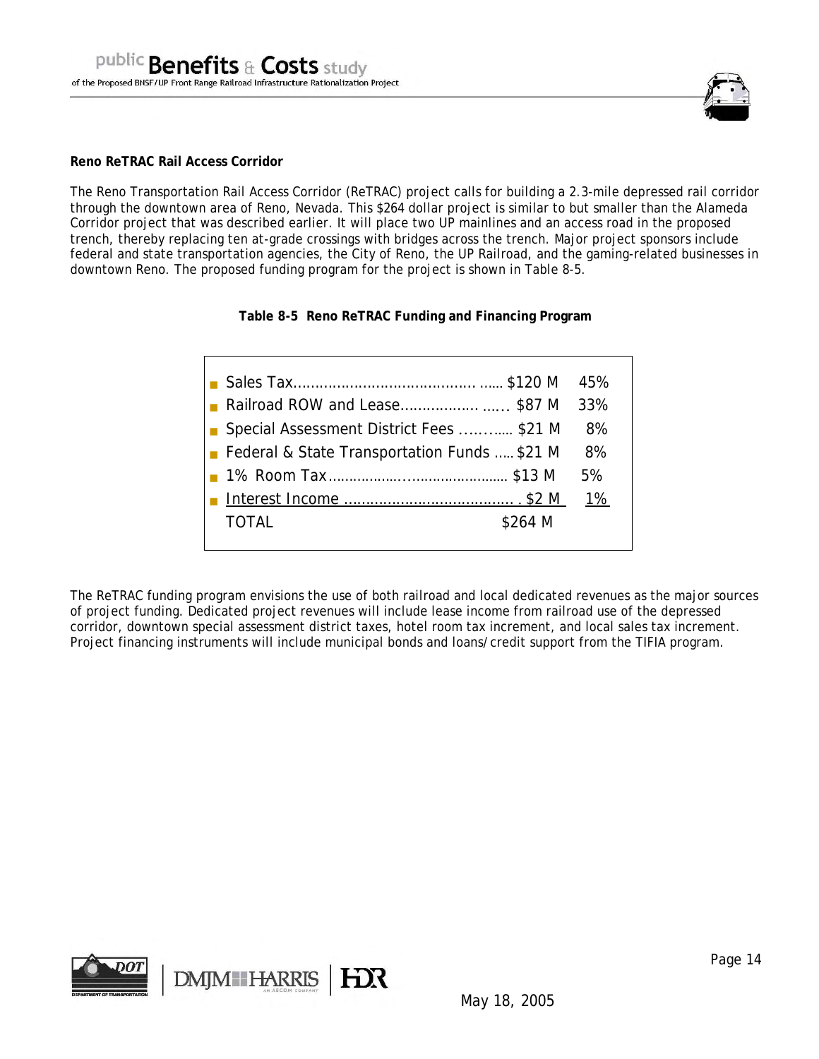**Reno ReTRAC Rail Access Corridor**

The Reno Transportation Rail Access Corridor (ReTRAC) project calls for building a 2.3-mile depressed rail corridor through the downtown area of Reno, Nevada. This $264 dollar project is similar to but smaller than the Alameda Corridor project that was described earlier. It will place two UP mainlines and an access road in the proposed trench, thereby replacing ten at-grade crossings with bridges across the trench. Major project sponsors include federal and state transportation agencies, the City of Reno, the UP Railroad, and the gaming-related businesses in downtown Reno. The proposed funding program for the project is shown in Table 8-5.

**Table 8-5 Reno ReTRAC Funding and Financing Program**

| Source | Amount | Share |
|---|---|---|
| Sales Tax | $120 M | 45% |
| Railroad ROW and Lease | $87 M | 33% |
| Special Assessment District Fees | $21 M | 8% |
| Federal & State Transportation Funds | $21 M | 8% |
| 1% Room Tax | $13 M | 5% |
| Interest Income | $2 M | 1% |
| TOTAL | $264 M | |

The ReTRAC funding program envisions the use of both railroad and local dedicated revenues as the major sources of project funding. Dedicated project revenues will include lease income from railroad use of the depressed corridor, downtown special assessment district taxes, hotel room tax increment, and local sales tax increment. Project financing instruments will include municipal bonds and loans/credit support from the TIFIA program.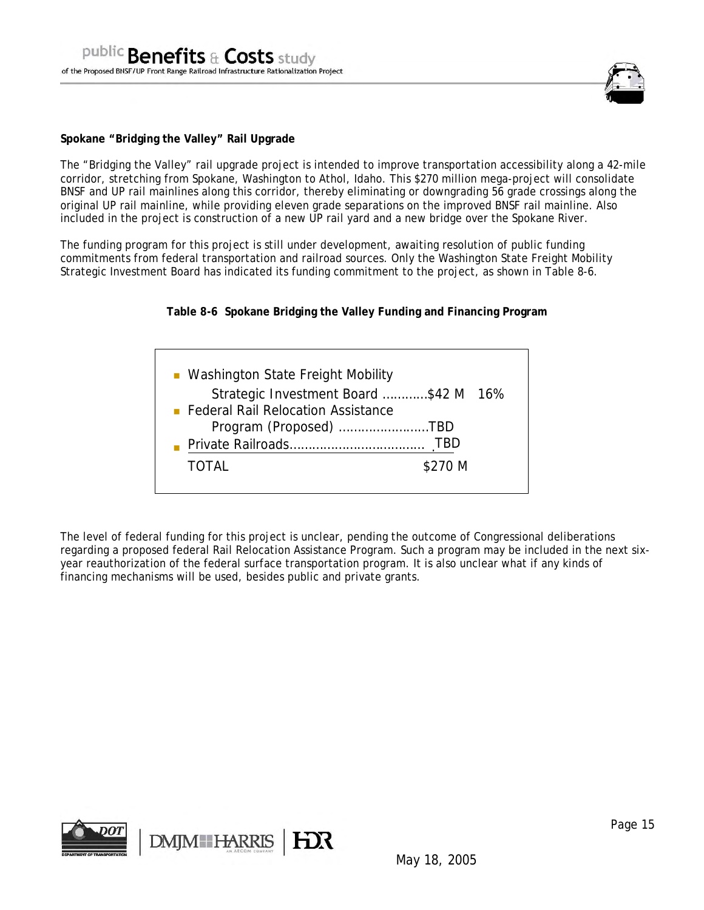**Spokane "Bridging the Valley" Rail Upgrade**

The "Bridging the Valley" rail upgrade project is intended to improve transportation accessibility along a 42-mile corridor, stretching from Spokane, Washington to Athol, Idaho. This $270 million mega-project will consolidate BNSF and UP rail mainlines along this corridor, thereby eliminating or downgrading 56 grade crossings along the original UP rail mainline, while providing eleven grade separations on the improved BNSF rail mainline. Also included in the project is construction of a new UP rail yard and a new bridge over the Spokane River.

The funding program for this project is still under development, awaiting resolution of public funding commitments from federal transportation and railroad sources. Only the Washington State Freight Mobility Strategic Investment Board has indicated its funding commitment to the project, as shown in Table 8-6.

**Table 8-6 Spokane Bridging the Valley Funding and Financing Program**

| Source | Amount | Share |
|---|---|---|
| Washington State Freight Mobility Strategic Investment Board | $42 M | 16% |
| Federal Rail Relocation Assistance Program (Proposed) | TBD | |
| Private Railroads | TBD | |
| TOTAL | $270 M | |

The level of federal funding for this project is unclear, pending the outcome of Congressional deliberations regarding a proposed federal Rail Relocation Assistance Program. Such a program may be included in the next six-year reauthorization of the federal surface transportation program. It is also unclear what if any kinds of financing mechanisms will be used, besides public and private grants.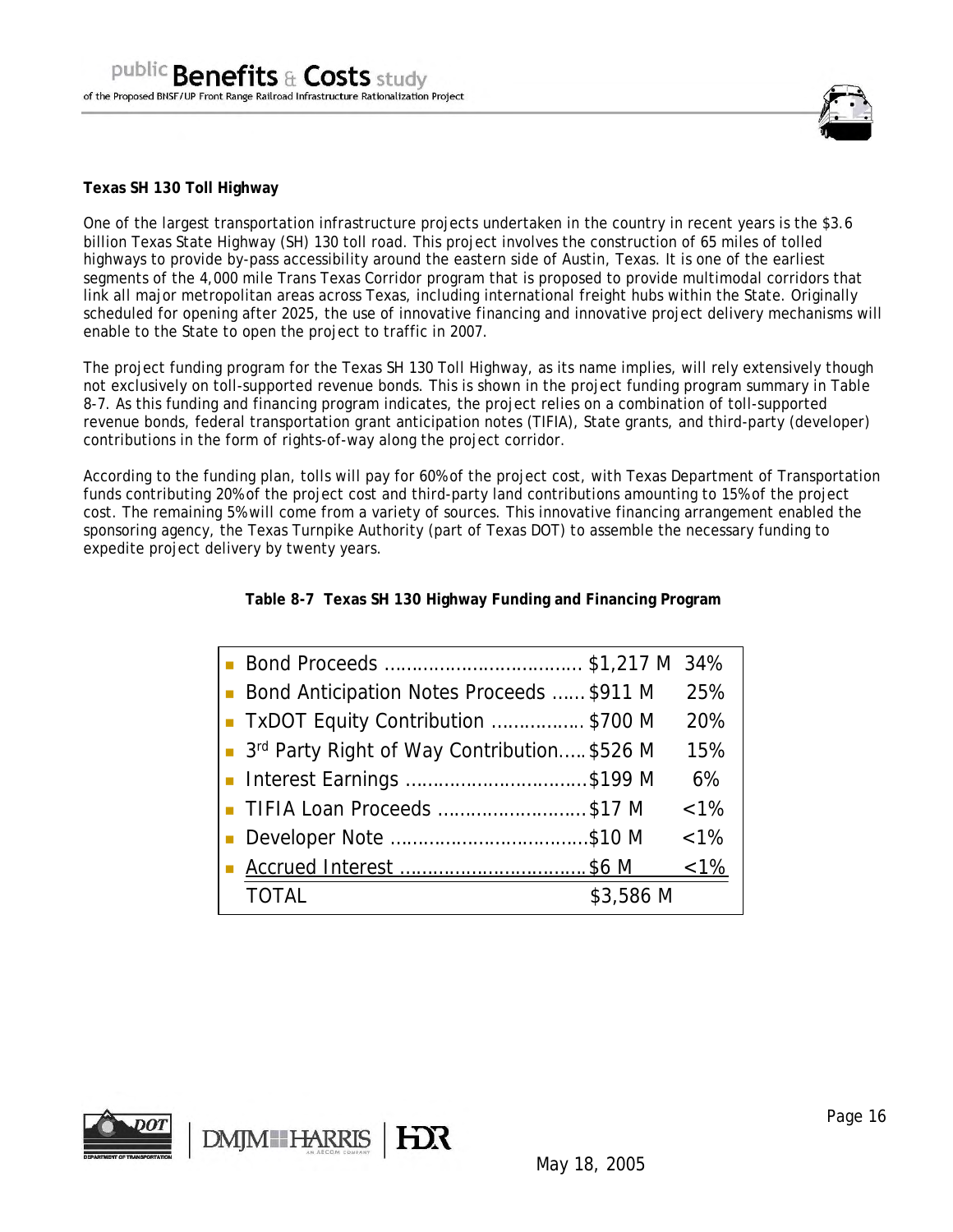**Texas SH 130 Toll Highway**

One of the largest transportation infrastructure projects undertaken in the country in recent years is the $3.6 billion Texas State Highway (SH) 130 toll road. This project involves the construction of 65 miles of tolled highways to provide by-pass accessibility around the eastern side of Austin, Texas. It is one of the earliest segments of the 4,000 mile Trans Texas Corridor program that is proposed to provide multimodal corridors that link all major metropolitan areas across Texas, including international freight hubs within the State. Originally scheduled for opening after 2025, the use of innovative financing and innovative project delivery mechanisms will enable to the State to open the project to traffic in 2007.

The project funding program for the Texas SH 130 Toll Highway, as its name implies, will rely extensively though not exclusively on toll-supported revenue bonds. This is shown in the project funding program summary in Table 8-7. As this funding and financing program indicates, the project relies on a combination of toll-supported revenue bonds, federal transportation grant anticipation notes (TIFIA), State grants, and third-party (developer) contributions in the form of rights-of-way along the project corridor.

According to the funding plan, tolls will pay for 60% of the project cost, with Texas Department of Transportation funds contributing 20% of the project cost and third-party land contributions amounting to 15% of the project cost. The remaining 5% will come from a variety of sources. This innovative financing arrangement enabled the sponsoring agency, the Texas Turnpike Authority (part of Texas DOT) to assemble the necessary funding to expedite project delivery by twenty years.

**Table 8-7 Texas SH 130 Highway Funding and Financing Program**

| Source | Amount | Share |
|---|---|---|
| Bond Proceeds | $1,217 M | 34% |
| Bond Anticipation Notes Proceeds | $911 M | 25% |
| TxDOT Equity Contribution | $700 M | 20% |
| 3rd Party Right of Way Contribution | $526 M | 15% |
| Interest Earnings | $199 M | 6% |
| TIFIA Loan Proceeds | $17 M | <1% |
| Developer Note | $10 M | <1% |
| Accrued Interest | $6 M | <1% |
| TOTAL | $3,586 M | |

May 18, 2005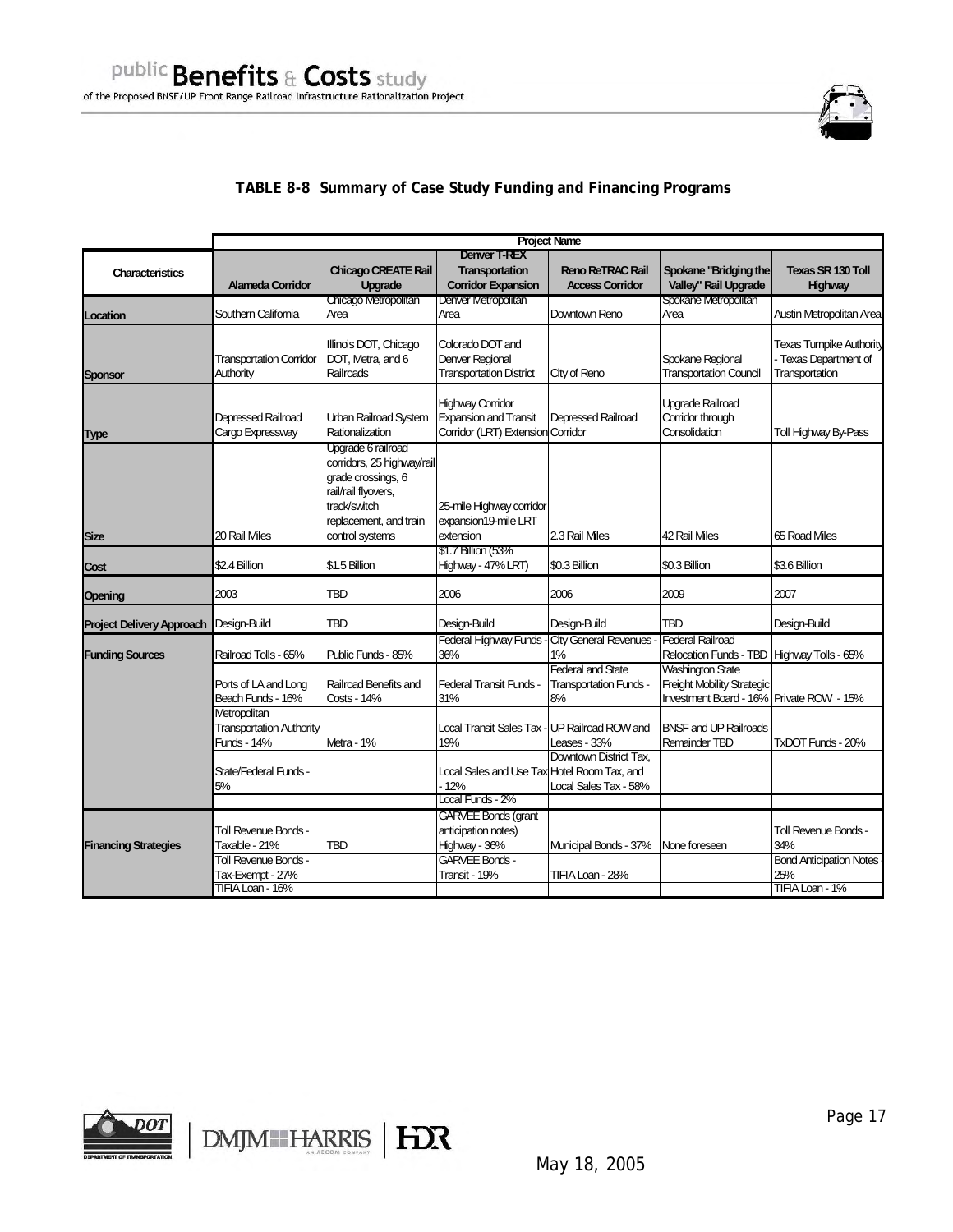**TABLE 8-8 Summary of Case Study Funding and Financing Programs**

| Characteristics | Project Name | | | | | |
|---|---|---|---|---|---|---|
| | Alameda Corridor | Chicago CREATE Rail Upgrade | Denver T-REX Transportation Corridor Expansion | Reno ReTRAC Rail Access Corridor | Spokane "Bridging the Valley" Rail Upgrade | Texas SR 130 Toll Highway |
| **Location** | Southern California | Chicago Metropolitan Area | Denver Metropolitan Area | Downtown Reno | Spokane Metropolitan Area | Austin Metropolitan Area |
| **Sponsor** | Transportation Corridor Authority | Illinois DOT, Chicago DOT, Metra, and 6 Railroads | Colorado DOT and Denver Regional Transportation District | City of Reno | Spokane Regional Transportation Council | Texas Turnpike Authority - Texas Department of Transportation |
| **Type** | Depressed Railroad Cargo Expressway | Urban Railroad System Rationalization | Highway Corridor Expansion and Transit Corridor (LRT) Extension | Depressed Railroad Corridor | Upgrade Railroad Corridor through Consolidation | Toll Highway By-Pass |
| **Size** | 20 Rail Miles | Upgrade 6 railroad corridors, 25 highway/rail grade crossings, 6 rail/rail flyovers, track/switch replacement, and train control systems | 25-mile Highway corridor expansion19-mile LRT extension | 2.3 Rail Miles | 42 Rail Miles | 65 Road Miles |
| **Cost** | $2.4 Billion | $1.5 Billion | $1.7 Billion (53% Highway - 47% LRT) | $0.3 Billion | $0.3 Billion | $3.6 Billion |
| **Opening** | 2003 | TBD | 2006 | 2006 | 2009 | 2007 |
| **Project Delivery Approach** | Design-Build | TBD | Design-Build | Design-Build | TBD | Design-Build |
| **Funding Sources** | Railroad Tolls - 65% | Public Funds - 85% | Federal Highway Funds - 36% | City General Revenues - 1% | Federal Railroad Relocation Funds - TBD | Highway Tolls - 65% |
| | Ports of LA and Long Beach Funds - 16% | Railroad Benefits and Costs - 14% | Federal Transit Funds - 31% | Federal and State Transportation Funds - 8% | Washington State Freight Mobility Strategic Investment Board - 16% | Private ROW - 15% |
| | Metropolitan Transportation Authority Funds - 14% | Metra - 1% | Local Transit Sales Tax - 19% | UP Railroad ROW and Leases - 33% | BNSF and UP Railroads - Remainder TBD | TxDOT Funds - 20% |
| | State/Federal Funds - 5% | | Local Sales and Use Tax - 12% | Downtown District Tax, Hotel Room Tax, and Local Sales Tax - 58% | | |
| | | | Local Funds - 2% | | | |
| **Financing Strategies** | Toll Revenue Bonds - Taxable - 21% | TBD | GARVEE Bonds (grant anticipation notes) Highway - 36% | Municipal Bonds - 37% | None foreseen | Toll Revenue Bonds - 34% |
| | Toll Revenue Bonds - Tax-Exempt - 27% | | GARVEE Bonds - Transit - 19% | TIFIA Loan - 28% | | Bond Anticipation Notes - 25% |
| | TIFIA Loan - 16% | | | | | TIFIA Loan - 1% |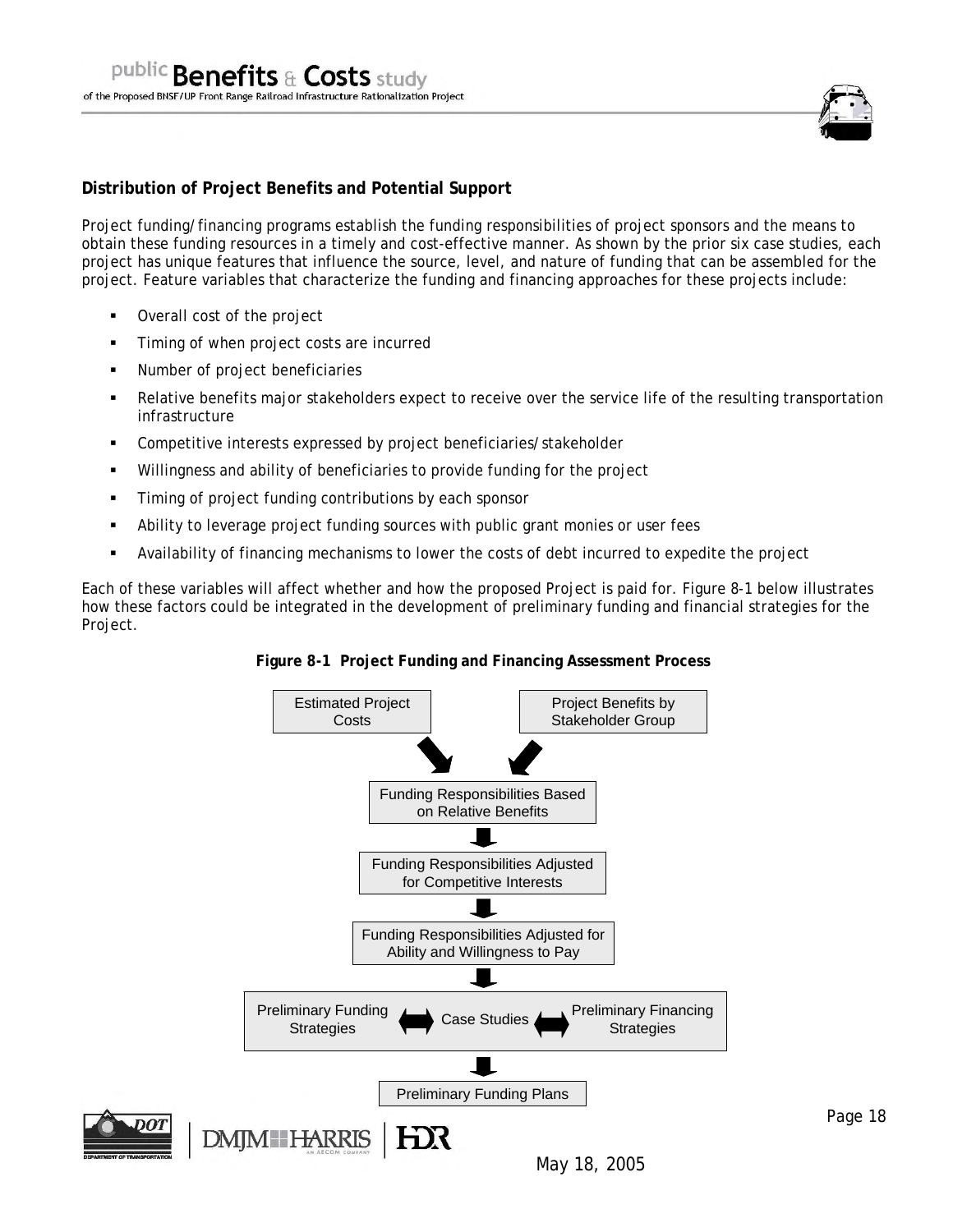**Distribution of Project Benefits and Potential Support**

Project funding/financing programs establish the funding responsibilities of project sponsors and the means to obtain these funding resources in a timely and cost-effective manner. As shown by the prior six case studies, each project has unique features that influence the source, level, and nature of funding that can be assembled for the project. Feature variables that characterize the funding and financing approaches for these projects include:

- Overall cost of the project
- Timing of when project costs are incurred
- Number of project beneficiaries
- Relative benefits major stakeholders expect to receive over the service life of the resulting transportation infrastructure
- Competitive interests expressed by project beneficiaries/stakeholder
- Willingness and ability of beneficiaries to provide funding for the project
- Timing of project funding contributions by each sponsor
- Ability to leverage project funding sources with public grant monies or user fees
- Availability of financing mechanisms to lower the costs of debt incurred to expedite the project

Each of these variables will affect whether and how the proposed Project is paid for. Figure 8-1 below illustrates how these factors could be integrated in the development of preliminary funding and financial strategies for the Project.

**Figure 8-1 Project Funding and Financing Assessment Process**

Estimated Project Costs → Funding Responsibilities Based on Relative Benefits ← Project Benefits by Stakeholder Group

Funding Responsibilities Based on Relative Benefits ↓

Funding Responsibilities Adjusted for Competitive Interests ↓

Funding Responsibilities Adjusted for Ability and Willingness to Pay ↓

Preliminary Funding Strategies ↔ Case Studies ↔ Preliminary Financing Strategies ↓

Preliminary Funding Plans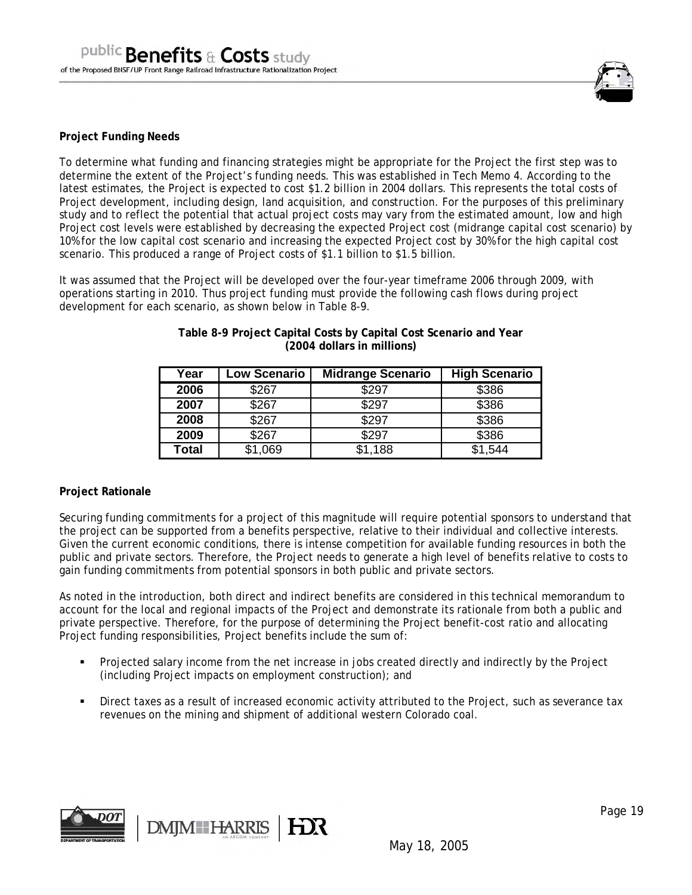**Project Funding Needs**

To determine what funding and financing strategies might be appropriate for the Project the first step was to determine the extent of the Project's funding needs. This was established in Tech Memo 4. According to the latest estimates, the Project is expected to cost $1.2 billion in 2004 dollars. This represents the total costs of Project development, including design, land acquisition, and construction. For the purposes of this preliminary study and to reflect the potential that actual project costs may vary from the estimated amount, low and high Project cost levels were established by decreasing the expected Project cost (midrange capital cost scenario) by 10% for the low capital cost scenario and increasing the expected Project cost by 30% for the high capital cost scenario. This produced a range of Project costs of $1.1 billion to $1.5 billion.

It was assumed that the Project will be developed over the four-year timeframe 2006 through 2009, with operations starting in 2010. Thus project funding must provide the following cash flows during project development for each scenario, as shown below in Table 8-9.

**Table 8-9 Project Capital Costs by Capital Cost Scenario and Year (2004 dollars in millions)**

| Year | Low Scenario | Midrange Scenario | High Scenario |
|---|---|---|---|
| 2006 | $267 | $297 | $386 |
| 2007 | $267 | $297 | $386 |
| 2008 | $267 | $297 | $386 |
| 2009 | $267 | $297 | $386 |
| Total | $1,069 | $1,188 | $1,544 |

**Project Rationale**

Securing funding commitments for a project of this magnitude will require potential sponsors to understand that the project can be supported from a benefits perspective, relative to their individual and collective interests. Given the current economic conditions, there is intense competition for available funding resources in both the public and private sectors. Therefore, the Project needs to generate a high level of benefits relative to costs to gain funding commitments from potential sponsors in both public and private sectors.

As noted in the introduction, both direct and indirect benefits are considered in this technical memorandum to account for the local and regional impacts of the Project and demonstrate its rationale from both a public and private perspective. Therefore, for the purpose of determining the Project benefit-cost ratio and allocating Project funding responsibilities, Project benefits include the sum of:

- Projected salary income from the net increase in jobs created directly and indirectly by the Project (including Project impacts on employment construction); and
- Direct taxes as a result of increased economic activity attributed to the Project, such as severance tax revenues on the mining and shipment of additional western Colorado coal.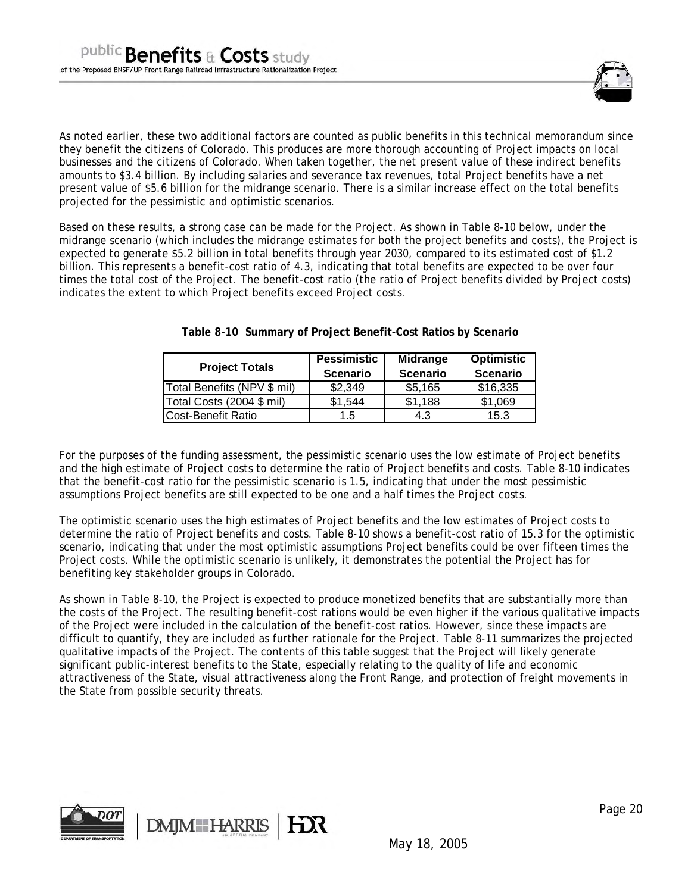As noted earlier, these two additional factors are counted as public benefits in this technical memorandum since they benefit the citizens of Colorado. This produces are more thorough accounting of Project impacts on local businesses and the citizens of Colorado. When taken together, the net present value of these indirect benefits amounts to $3.4 billion. By including salaries and severance tax revenues, total Project benefits have a net present value of $5.6 billion for the midrange scenario. There is a similar increase effect on the total benefits projected for the pessimistic and optimistic scenarios.

Based on these results, a strong case can be made for the Project. As shown in Table 8-10 below, under the midrange scenario (which includes the midrange estimates for both the project benefits and costs), the Project is expected to generate $5.2 billion in total benefits through year 2030, compared to its estimated cost of $1.2 billion. This represents a benefit-cost ratio of 4.3, indicating that total benefits are expected to be over four times the total cost of the Project. The benefit-cost ratio (the ratio of Project benefits divided by Project costs) indicates the extent to which Project benefits exceed Project costs.

**Table 8-10 Summary of Project Benefit-Cost Ratios by Scenario**

| Project Totals | Pessimistic Scenario | Midrange Scenario | Optimistic Scenario |
|---|---|---|---|
| Total Benefits (NPV $ mil) | $2,349 | $5,165 | $16,335 |
| Total Costs (2004 $ mil) | $1,544 | $1,188 | $1,069 |
| Cost-Benefit Ratio | 1.5 | 4.3 | 15.3 |

For the purposes of the funding assessment, the pessimistic scenario uses the low estimate of Project benefits and the high estimate of Project costs to determine the ratio of Project benefits and costs. Table 8-10 indicates that the benefit-cost ratio for the pessimistic scenario is 1.5, indicating that under the most pessimistic assumptions Project benefits are still expected to be one and a half times the Project costs.

The optimistic scenario uses the high estimates of Project benefits and the low estimates of Project costs to determine the ratio of Project benefits and costs. Table 8-10 shows a benefit-cost ratio of 15.3 for the optimistic scenario, indicating that under the most optimistic assumptions Project benefits could be over fifteen times the Project costs. While the optimistic scenario is unlikely, it demonstrates the potential the Project has for benefiting key stakeholder groups in Colorado.

As shown in Table 8-10, the Project is expected to produce monetized benefits that are substantially more than the costs of the Project. The resulting benefit-cost rations would be even higher if the various qualitative impacts of the Project were included in the calculation of the benefit-cost ratios. However, since these impacts are difficult to quantify, they are included as further rationale for the Project. Table 8-11 summarizes the projected qualitative impacts of the Project. The contents of this table suggest that the Project will likely generate significant public-interest benefits to the State, especially relating to the quality of life and economic attractiveness of the State, visual attractiveness along the Front Range, and protection of freight movements in the State from possible security threats.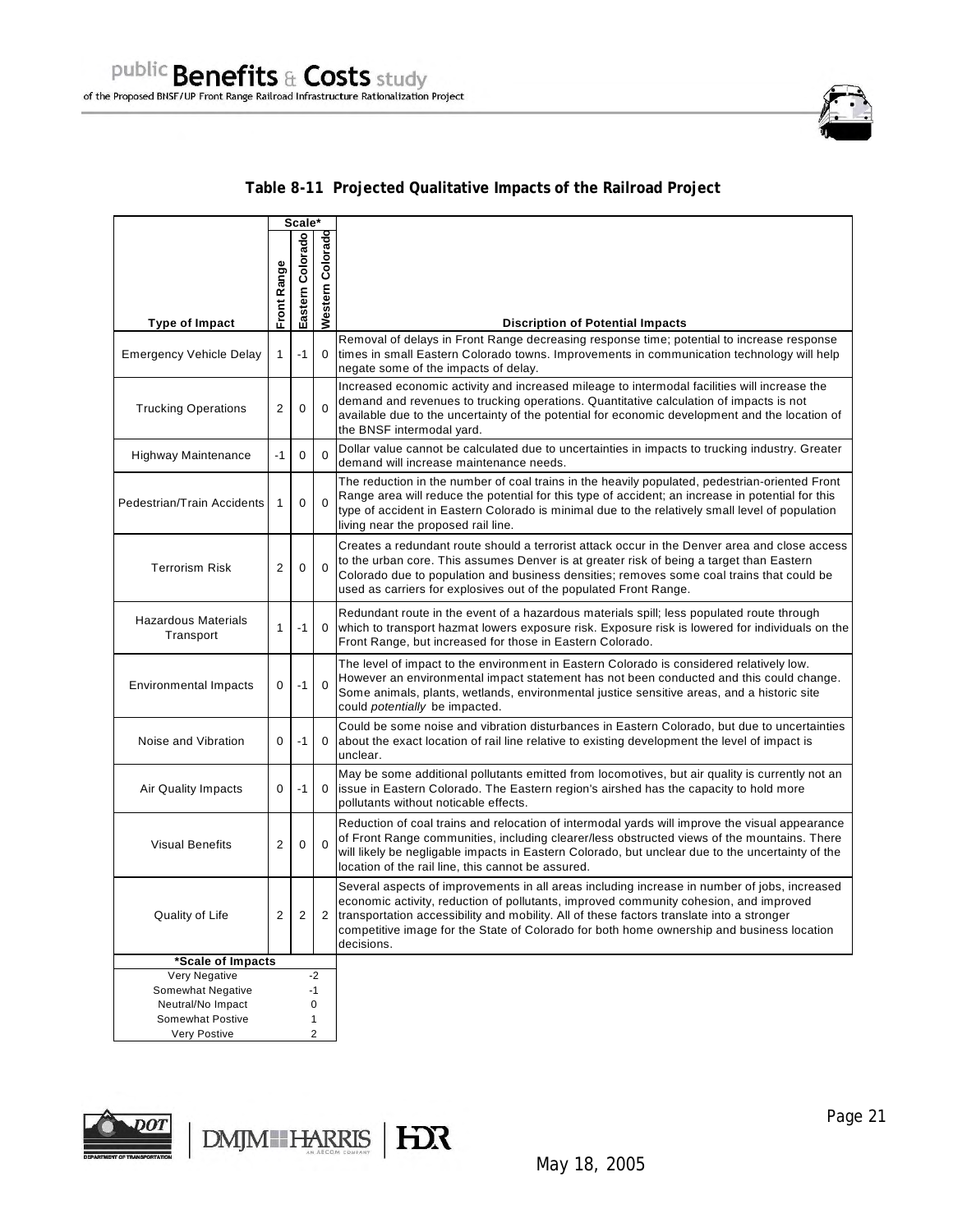**Table 8-11 Projected Qualitative Impacts of the Railroad Project**

| Type of Impact | Scale* | | | Discription of Potential Impacts |
|---|---|---|---|---|
| | Front Range | Eastern Colorado | Western Colorado | |
| Emergency Vehicle Delay | 1 | -1 | 0 | Removal of delays in Front Range decreasing response time; potential to increase response times in small Eastern Colorado towns. Improvements in communication technology will help negate some of the impacts of delay. |
| Trucking Operations | 2 | 0 | 0 | Increased economic activity and increased mileage to intermodal facilities will increase the demand and revenues to trucking operations. Quantitative calculation of impacts is not available due to the uncertainty of the potential for economic development and the location of the BNSF intermodal yard. |
| Highway Maintenance | -1 | 0 | 0 | Dollar value cannot be calculated due to uncertainties in impacts to trucking industry. Greater demand will increase maintenance needs. |
| Pedestrian/Train Accidents | 1 | 0 | 0 | The reduction in the number of coal trains in the heavily populated, pedestrian-oriented Front Range area will reduce the potential for this type of accident; an increase in potential for this type of accident in Eastern Colorado is minimal due to the relatively small level of population living near the proposed rail line. |
| Terrorism Risk | 2 | 0 | 0 | Creates a redundant route should a terrorist attack occur in the Denver area and close access to the urban core. This assumes Denver is at greater risk of being a target than Eastern Colorado due to population and business densities; removes some coal trains that could be used as carriers for explosives out of the populated Front Range. |
| Hazardous Materials Transport | 1 | -1 | 0 | Redundant route in the event of a hazardous materials spill; less populated route through which to transport hazmat lowers exposure risk. Exposure risk is lowered for individuals on the Front Range, but increased for those in Eastern Colorado. |
| Environmental Impacts | 0 | -1 | 0 | The level of impact to the environment in Eastern Colorado is considered relatively low. However an environmental impact statement has not been conducted and this could change. Some animals, plants, wetlands, environmental justice sensitive areas, and a historic site could *potentially* be impacted. |
| Noise and Vibration | 0 | -1 | 0 | Could be some noise and vibration disturbances in Eastern Colorado, but due to uncertainties about the exact location of rail line relative to existing development the level of impact is unclear. |
| Air Quality Impacts | 0 | -1 | 0 | May be some additional pollutants emitted from locomotives, but air quality is currently not an issue in Eastern Colorado. The Eastern region's airshed has the capacity to hold more pollutants without noticable effects. |
| Visual Benefits | 2 | 0 | 0 | Reduction of coal trains and relocation of intermodal yards will improve the visual appearance of Front Range communities, including clearer/less obstructed views of the mountains. There will likely be negligable impacts in Eastern Colorado, but unclear due to the uncertainty of the location of the rail line, this cannot be assured. |
| Quality of Life | 2 | 2 | 2 | Several aspects of improvements in all areas including increase in number of jobs, increased economic activity, reduction of pollutants, improved community cohesion, and improved transportation accessibility and mobility. All of these factors translate into a stronger competitive image for the State of Colorado for both home ownership and business location decisions. |

| *Scale of Impacts | |
|---|---|
| Very Negative | -2 |
| Somewhat Negative | -1 |
| Neutral/No Impact | 0 |
| Somewhat Postive | 1 |
| Very Postive | 2 |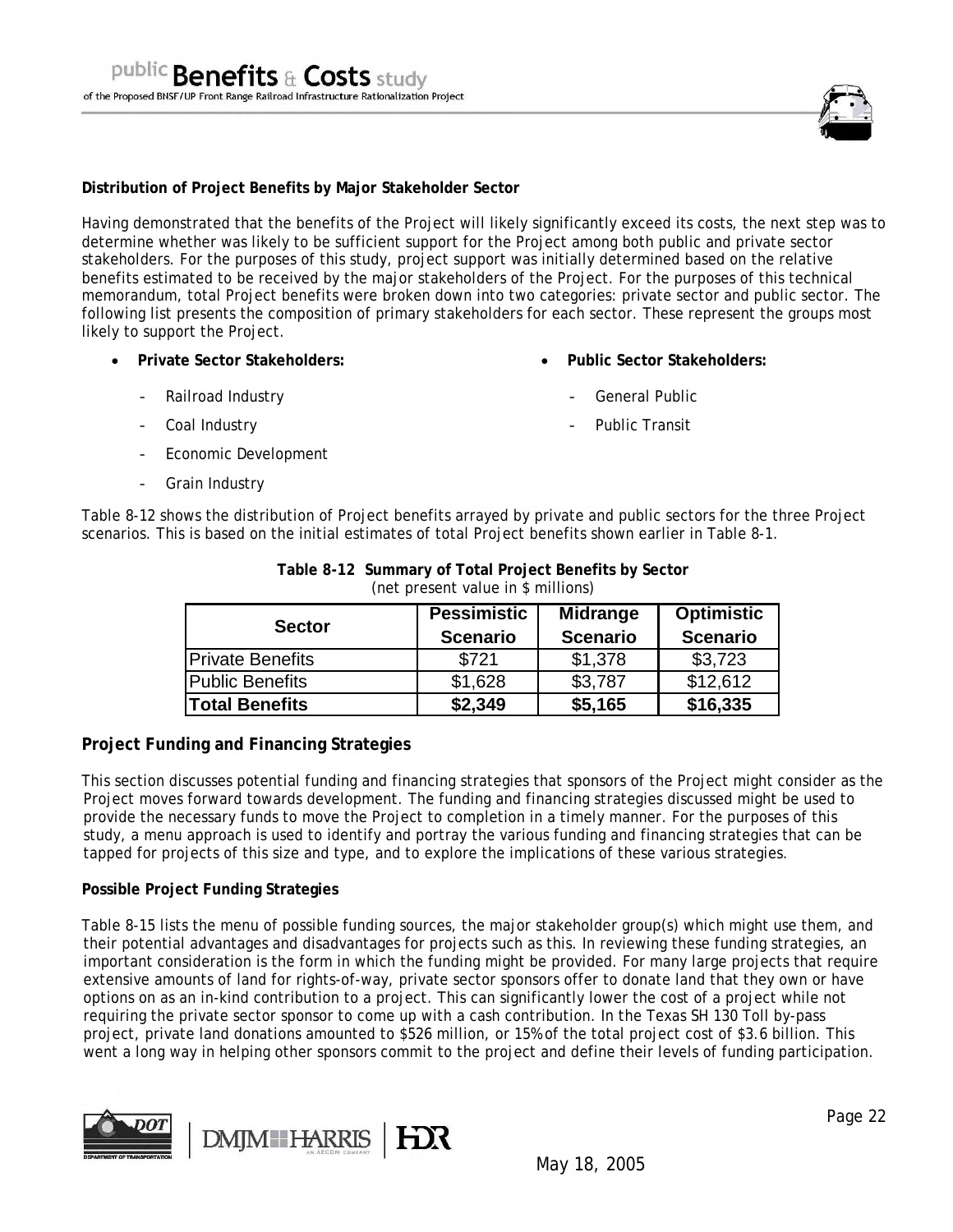**Distribution of Project Benefits by Major Stakeholder Sector**

Having demonstrated that the benefits of the Project will likely significantly exceed its costs, the next step was to determine whether was likely to be sufficient support for the Project among both public and private sector stakeholders. For the purposes of this study, project support was initially determined based on the relative benefits estimated to be received by the major stakeholders of the Project. For the purposes of this technical memorandum, total Project benefits were broken down into two categories: private sector and public sector. The following list presents the composition of primary stakeholders for each sector. These represent the groups most likely to support the Project.

- **Private Sector Stakeholders:**
  - Railroad Industry
  - Coal Industry
  - Economic Development
  - Grain Industry
- **Public Sector Stakeholders:**
  - General Public
  - Public Transit

Table 8-12 shows the distribution of Project benefits arrayed by private and public sectors for the three Project scenarios. This is based on the initial estimates of total Project benefits shown earlier in Table 8-1.

**Table 8-12 Summary of Total Project Benefits by Sector**
(net present value in $ millions)

| Sector | Pessimistic Scenario | Midrange Scenario | Optimistic Scenario |
|---|---|---|---|
| Private Benefits | $721 | $1,378 | $3,723 |
| Public Benefits | $1,628 | $3,787 | $12,612 |
| **Total Benefits** | **$2,349** | **$5,165** | **$16,335** |

## Project Funding and Financing Strategies

This section discusses potential funding and financing strategies that sponsors of the Project might consider as the Project moves forward towards development. The funding and financing strategies discussed might be used to provide the necessary funds to move the Project to completion in a timely manner. For the purposes of this study, a menu approach is used to identify and portray the various funding and financing strategies that can be tapped for projects of this size and type, and to explore the implications of these various strategies.

**Possible Project Funding Strategies**

Table 8-15 lists the menu of possible funding sources, the major stakeholder group(s) which might use them, and their potential advantages and disadvantages for projects such as this. In reviewing these funding strategies, an important consideration is the form in which the funding might be provided. For many large projects that require extensive amounts of land for rights-of-way, private sector sponsors offer to donate land that they own or have options on as an in-kind contribution to a project. This can significantly lower the cost of a project while not requiring the private sector sponsor to come up with a cash contribution. In the Texas SH 130 Toll by-pass project, private land donations amounted to $526 million, or 15% of the total project cost of $3.6 billion. This went a long way in helping other sponsors commit to the project and define their levels of funding participation.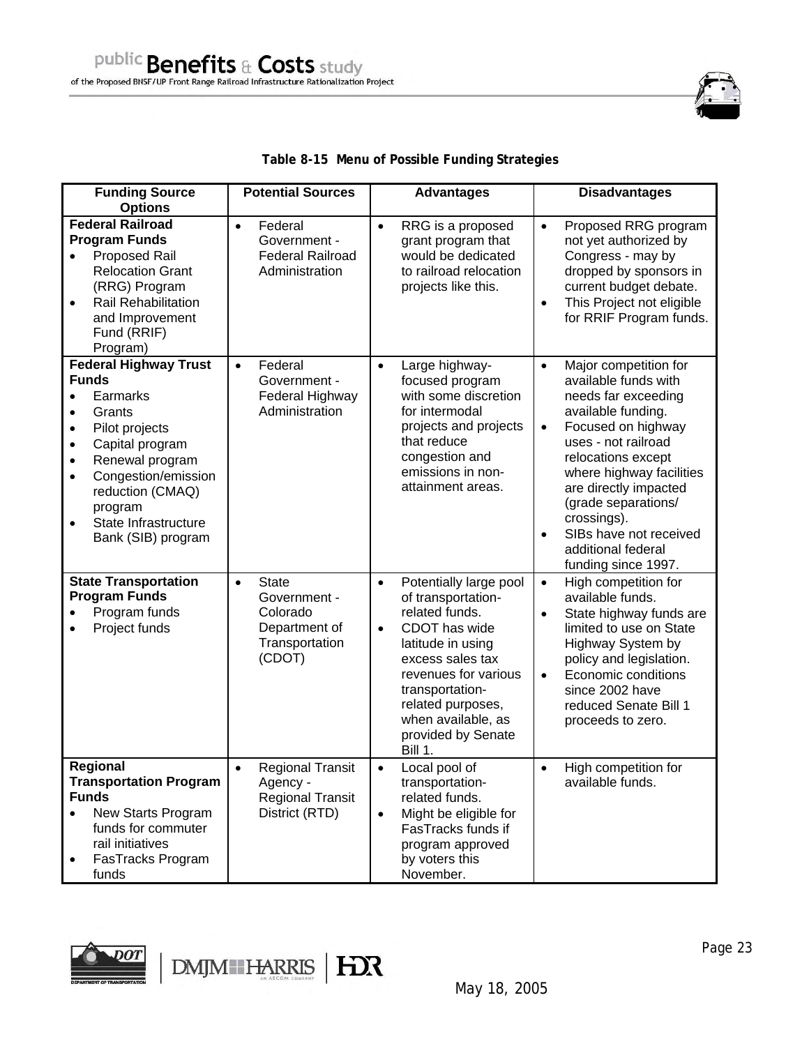**Table 8-15 Menu of Possible Funding Strategies**

| Funding Source Options | Potential Sources | Advantages | Disadvantages |
|---|---|---|---|
| **Federal Railroad Program Funds**<br>• Proposed Rail Relocation Grant (RRG) Program<br>• Rail Rehabilitation and Improvement Fund (RRIF) Program) | • Federal Government - Federal Railroad Administration | • RRG is a proposed grant program that would be dedicated to railroad relocation projects like this. | • Proposed RRG program not yet authorized by Congress - may by dropped by sponsors in current budget debate.<br>• This Project not eligible for RRIF Program funds. |
| **Federal Highway Trust Funds**<br>• Earmarks<br>• Grants<br>• Pilot projects<br>• Capital program<br>• Renewal program<br>• Congestion/emission reduction (CMAQ) program<br>• State Infrastructure Bank (SIB) program | • Federal Government - Federal Highway Administration | • Large highway-focused program with some discretion for intermodal projects and projects that reduce congestion and emissions in non-attainment areas. | • Major competition for available funds with needs far exceeding available funding.<br>• Focused on highway uses - not railroad relocations except where highway facilities are directly impacted (grade separations/ crossings).<br>• SIBs have not received additional federal funding since 1997. |
| **State Transportation Program Funds**<br>• Program funds<br>• Project funds | • State Government - Colorado Department of Transportation (CDOT) | • Potentially large pool of transportation-related funds.<br>• CDOT has wide latitude in using excess sales tax revenues for various transportation-related purposes, when available, as provided by Senate Bill 1. | • High competition for available funds.<br>• State highway funds are limited to use on State Highway System by policy and legislation.<br>• Economic conditions since 2002 have reduced Senate Bill 1 proceeds to zero. |
| **Regional Transportation Program Funds**<br>• New Starts Program funds for commuter rail initiatives<br>• FasTracks Program funds | • Regional Transit Agency - Regional Transit District (RTD) | • Local pool of transportation-related funds.<br>• Might be eligible for FasTracks funds if program approved by voters this November. | • High competition for available funds. |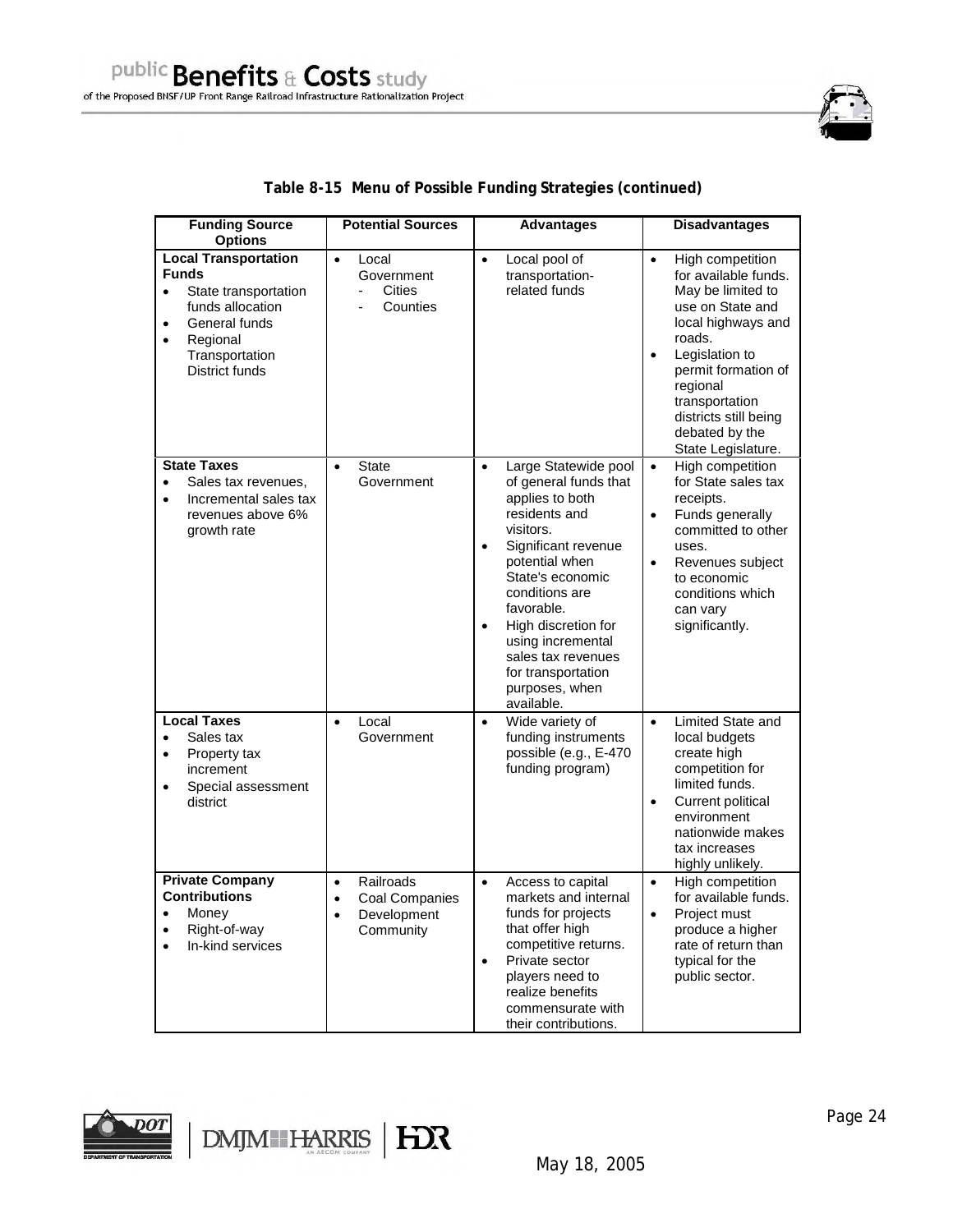**Table 8-15 Menu of Possible Funding Strategies (continued)**

| Funding Source Options | Potential Sources | Advantages | Disadvantages |
|---|---|---|---|
| **Local Transportation Funds**<br>• State transportation funds allocation<br>• General funds<br>• Regional Transportation District funds | • Local Government<br>- Cities<br>- Counties | • Local pool of transportation-related funds | • High competition for available funds. May be limited to use on State and local highways and roads.<br>• Legislation to permit formation of regional transportation districts still being debated by the State Legislature. |
| **State Taxes**<br>• Sales tax revenues,<br>• Incremental sales tax revenues above 6% growth rate | • State Government | • Large Statewide pool of general funds that applies to both residents and visitors.<br>• Significant revenue potential when State's economic conditions are favorable.<br>• High discretion for using incremental sales tax revenues for transportation purposes, when available. | • High competition for State sales tax receipts.<br>• Funds generally committed to other uses.<br>• Revenues subject to economic conditions which can vary significantly. |
| **Local Taxes**<br>• Sales tax<br>• Property tax increment<br>• Special assessment district | • Local Government | • Wide variety of funding instruments possible (e.g., E-470 funding program) | • Limited State and local budgets create high competition for limited funds.<br>• Current political environment nationwide makes tax increases highly unlikely. |
| **Private Company Contributions**<br>• Money<br>• Right-of-way<br>• In-kind services | • Railroads<br>• Coal Companies<br>• Development Community | • Access to capital markets and internal funds for projects that offer high competitive returns.<br>• Private sector players need to realize benefits commensurate with their contributions. | • High competition for available funds.<br>• Project must produce a higher rate of return than typical for the public sector. |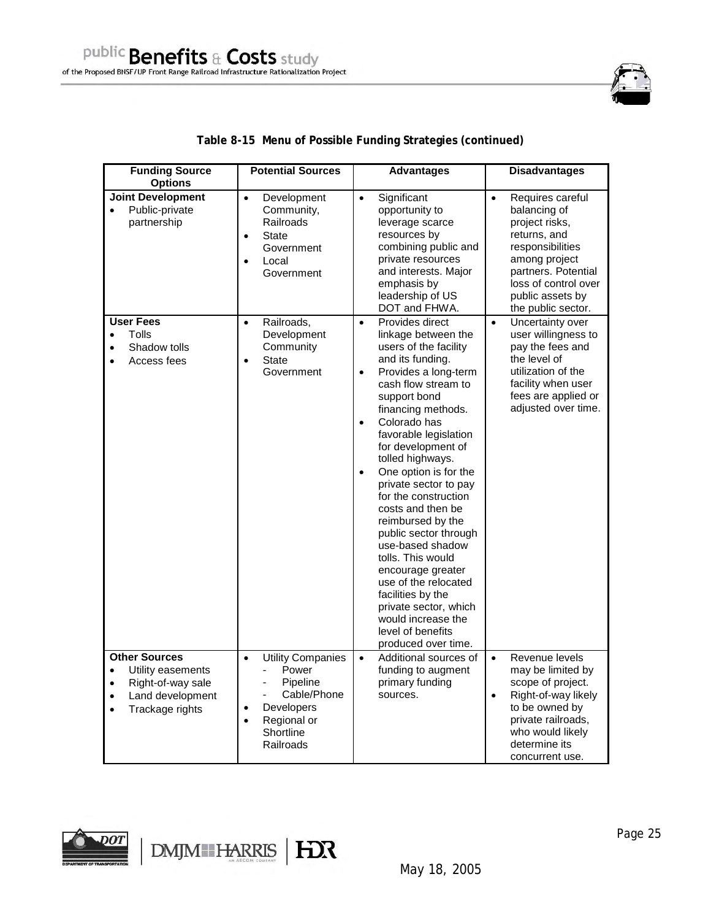**Table 8-15 Menu of Possible Funding Strategies (continued)**

| Funding Source Options | Potential Sources | Advantages | Disadvantages |
|---|---|---|---|
| **Joint Development**<br>• Public-private partnership | • Development Community, Railroads<br>• State Government<br>• Local Government | • Significant opportunity to leverage scarce resources by combining public and private resources and interests. Major emphasis by leadership of US DOT and FHWA. | • Requires careful balancing of project risks, returns, and responsibilities among project partners. Potential loss of control over public assets by the public sector. |
| **User Fees**<br>• Tolls<br>• Shadow tolls<br>• Access fees | • Railroads, Development Community<br>• State Government | • Provides direct linkage between the users of the facility and its funding.<br>• Provides a long-term cash flow stream to support bond financing methods.<br>• Colorado has favorable legislation for development of tolled highways.<br>• One option is for the private sector to pay for the construction costs and then be reimbursed by the public sector through use-based shadow tolls. This would encourage greater use of the relocated facilities by the private sector, which would increase the level of benefits produced over time. | • Uncertainty over user willingness to pay the fees and the level of utilization of the facility when user fees are applied or adjusted over time. |
| **Other Sources**<br>• Utility easements<br>• Right-of-way sale<br>• Land development<br>• Trackage rights | • Utility Companies<br>  - Power<br>  - Pipeline<br>  - Cable/Phone<br>• Developers<br>• Regional or Shortline Railroads | • Additional sources of funding to augment primary funding sources. | • Revenue levels may be limited by scope of project.<br>• Right-of-way likely to be owned by private railroads, who would likely determine its concurrent use. |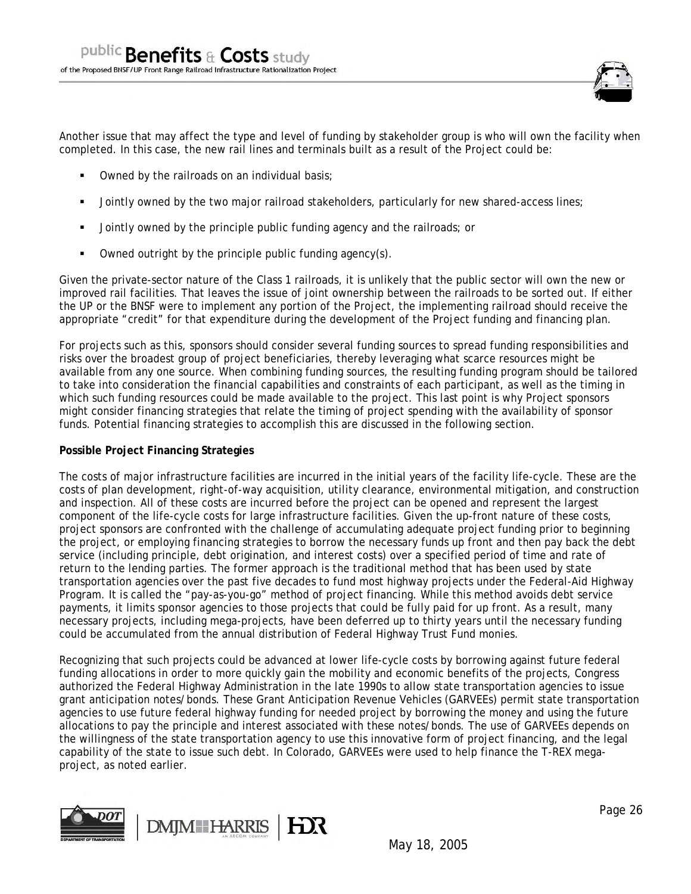Another issue that may affect the type and level of funding by stakeholder group is who will own the facility when completed. In this case, the new rail lines and terminals built as a result of the Project could be:

- Owned by the railroads on an individual basis;
- Jointly owned by the two major railroad stakeholders, particularly for new shared-access lines;
- Jointly owned by the principle public funding agency and the railroads; or
- Owned outright by the principle public funding agency(s).

Given the private-sector nature of the Class 1 railroads, it is unlikely that the public sector will own the new or improved rail facilities. That leaves the issue of joint ownership between the railroads to be sorted out. If either the UP or the BNSF were to implement any portion of the Project, the implementing railroad should receive the appropriate "credit" for that expenditure during the development of the Project funding and financing plan.

For projects such as this, sponsors should consider several funding sources to spread funding responsibilities and risks over the broadest group of project beneficiaries, thereby leveraging what scarce resources might be available from any one source. When combining funding sources, the resulting funding program should be tailored to take into consideration the financial capabilities and constraints of each participant, as well as the timing in which such funding resources could be made available to the project. This last point is why Project sponsors might consider financing strategies that relate the timing of project spending with the availability of sponsor funds. Potential financing strategies to accomplish this are discussed in the following section.

**Possible Project Financing Strategies**

The costs of major infrastructure facilities are incurred in the initial years of the facility life-cycle. These are the costs of plan development, right-of-way acquisition, utility clearance, environmental mitigation, and construction and inspection. All of these costs are incurred before the project can be opened and represent the largest component of the life-cycle costs for large infrastructure facilities. Given the up-front nature of these costs, project sponsors are confronted with the challenge of accumulating adequate project funding prior to beginning the project, or employing financing strategies to borrow the necessary funds up front and then pay back the debt service (including principle, debt origination, and interest costs) over a specified period of time and rate of return to the lending parties. The former approach is the traditional method that has been used by state transportation agencies over the past five decades to fund most highway projects under the Federal-Aid Highway Program. It is called the "pay-as-you-go" method of project financing. While this method avoids debt service payments, it limits sponsor agencies to those projects that could be fully paid for up front. As a result, many necessary projects, including mega-projects, have been deferred up to thirty years until the necessary funding could be accumulated from the annual distribution of Federal Highway Trust Fund monies.

Recognizing that such projects could be advanced at lower life-cycle costs by borrowing against future federal funding allocations in order to more quickly gain the mobility and economic benefits of the projects, Congress authorized the Federal Highway Administration in the late 1990s to allow state transportation agencies to issue grant anticipation notes/bonds. These Grant Anticipation Revenue Vehicles (GARVEEs) permit state transportation agencies to use future federal highway funding for needed project by borrowing the money and using the future allocations to pay the principle and interest associated with these notes/bonds. The use of GARVEEs depends on the willingness of the state transportation agency to use this innovative form of project financing, and the legal capability of the state to issue such debt. In Colorado, GARVEEs were used to help finance the T-REX mega-project, as noted earlier.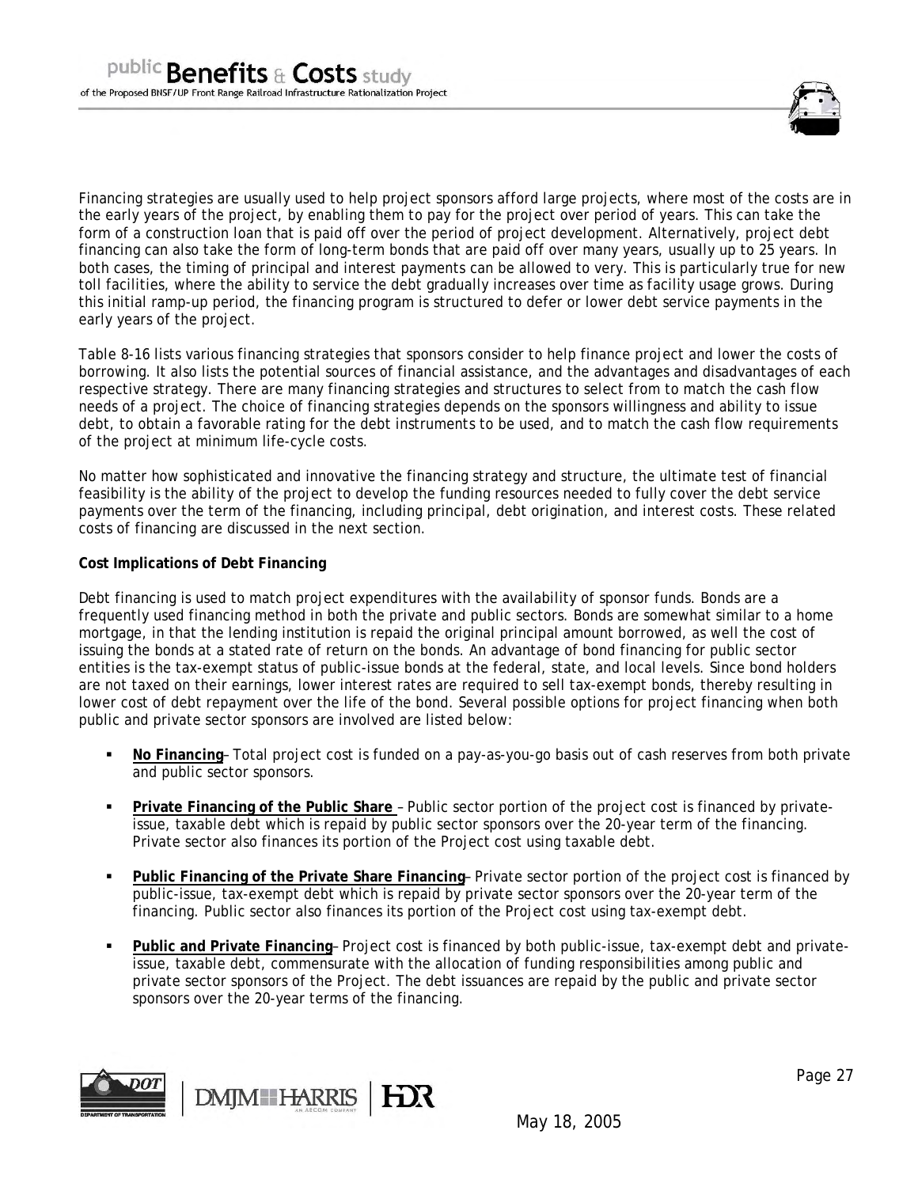Financing strategies are usually used to help project sponsors afford large projects, where most of the costs are in the early years of the project, by enabling them to pay for the project over period of years. This can take the form of a construction loan that is paid off over the period of project development. Alternatively, project debt financing can also take the form of long-term bonds that are paid off over many years, usually up to 25 years. In both cases, the timing of principal and interest payments can be allowed to very. This is particularly true for new toll facilities, where the ability to service the debt gradually increases over time as facility usage grows. During this initial ramp-up period, the financing program is structured to defer or lower debt service payments in the early years of the project.

Table 8-16 lists various financing strategies that sponsors consider to help finance project and lower the costs of borrowing. It also lists the potential sources of financial assistance, and the advantages and disadvantages of each respective strategy. There are many financing strategies and structures to select from to match the cash flow needs of a project. The choice of financing strategies depends on the sponsors willingness and ability to issue debt, to obtain a favorable rating for the debt instruments to be used, and to match the cash flow requirements of the project at minimum life-cycle costs.

No matter how sophisticated and innovative the financing strategy and structure, the ultimate test of financial feasibility is the ability of the project to develop the funding resources needed to fully cover the debt service payments over the term of the financing, including principal, debt origination, and interest costs. These related costs of financing are discussed in the next section.

**Cost Implications of Debt Financing**

Debt financing is used to match project expenditures with the availability of sponsor funds. Bonds are a frequently used financing method in both the private and public sectors. Bonds are somewhat similar to a home mortgage, in that the lending institution is repaid the original principal amount borrowed, as well the cost of issuing the bonds at a stated rate of return on the bonds. An advantage of bond financing for public sector entities is the tax-exempt status of public-issue bonds at the federal, state, and local levels. Since bond holders are not taxed on their earnings, lower interest rates are required to sell tax-exempt bonds, thereby resulting in lower cost of debt repayment over the life of the bond. Several possible options for project financing when both public and private sector sponsors are involved are listed below:

- **No Financing**– Total project cost is funded on a pay-as-you-go basis out of cash reserves from both private and public sector sponsors.
- **Private Financing of the Public Share** – Public sector portion of the project cost is financed by private-issue, taxable debt which is repaid by public sector sponsors over the 20-year term of the financing. Private sector also finances its portion of the Project cost using taxable debt.
- **Public Financing of the Private Share Financing**– Private sector portion of the project cost is financed by public-issue, tax-exempt debt which is repaid by private sector sponsors over the 20-year term of the financing. Public sector also finances its portion of the Project cost using tax-exempt debt.
- **Public and Private Financing**– Project cost is financed by both public-issue, tax-exempt debt and private-issue, taxable debt, commensurate with the allocation of funding responsibilities among public and private sector sponsors of the Project. The debt issuances are repaid by the public and private sector sponsors over the 20-year terms of the financing.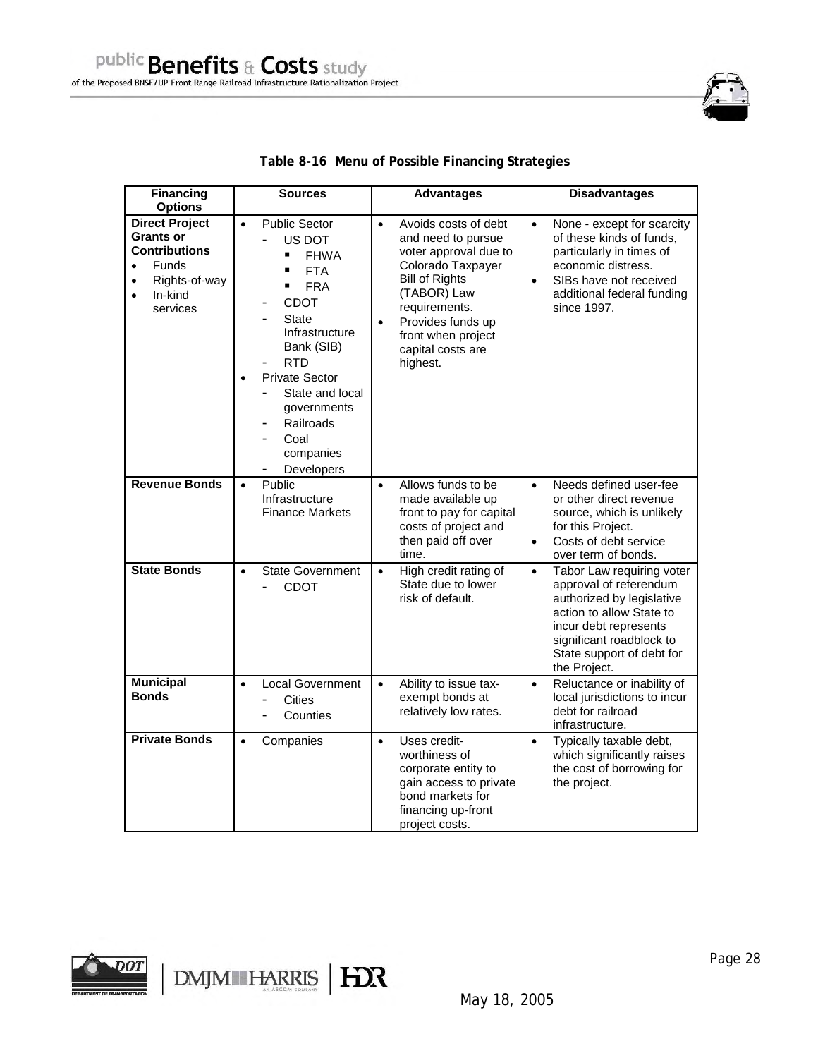**Table 8-16 Menu of Possible Financing Strategies**

| Financing Options | Sources | Advantages | Disadvantages |
|---|---|---|---|
| **Direct Project Grants or Contributions**<br>• Funds<br>• Rights-of-way<br>• In-kind services | • Public Sector<br>- US DOT<br>▪ FHWA<br>▪ FTA<br>▪ FRA<br>- CDOT<br>- State Infrastructure Bank (SIB)<br>- RTD<br>• Private Sector<br>- State and local governments<br>- Railroads<br>- Coal companies<br>- Developers | • Avoids costs of debt and need to pursue voter approval due to Colorado Taxpayer Bill of Rights (TABOR) Law requirements.<br>• Provides funds up front when project capital costs are highest. | • None - except for scarcity of these kinds of funds, particularly in times of economic distress.<br>• SIBs have not received additional federal funding since 1997. |
| **Revenue Bonds** | • Public Infrastructure Finance Markets | • Allows funds to be made available up front to pay for capital costs of project and then paid off over time. | • Needs defined user-fee or other direct revenue source, which is unlikely for this Project.<br>• Costs of debt service over term of bonds. |
| **State Bonds** | • State Government<br>- CDOT | • High credit rating of State due to lower risk of default. | • Tabor Law requiring voter approval of referendum authorized by legislative action to allow State to incur debt represents significant roadblock to State support of debt for the Project. |
| **Municipal Bonds** | • Local Government<br>- Cities<br>- Counties | • Ability to issue tax-exempt bonds at relatively low rates. | • Reluctance or inability of local jurisdictions to incur debt for railroad infrastructure. |
| **Private Bonds** | • Companies | • Uses credit-worthiness of corporate entity to gain access to private bond markets for financing up-front project costs. | • Typically taxable debt, which significantly raises the cost of borrowing for the project. |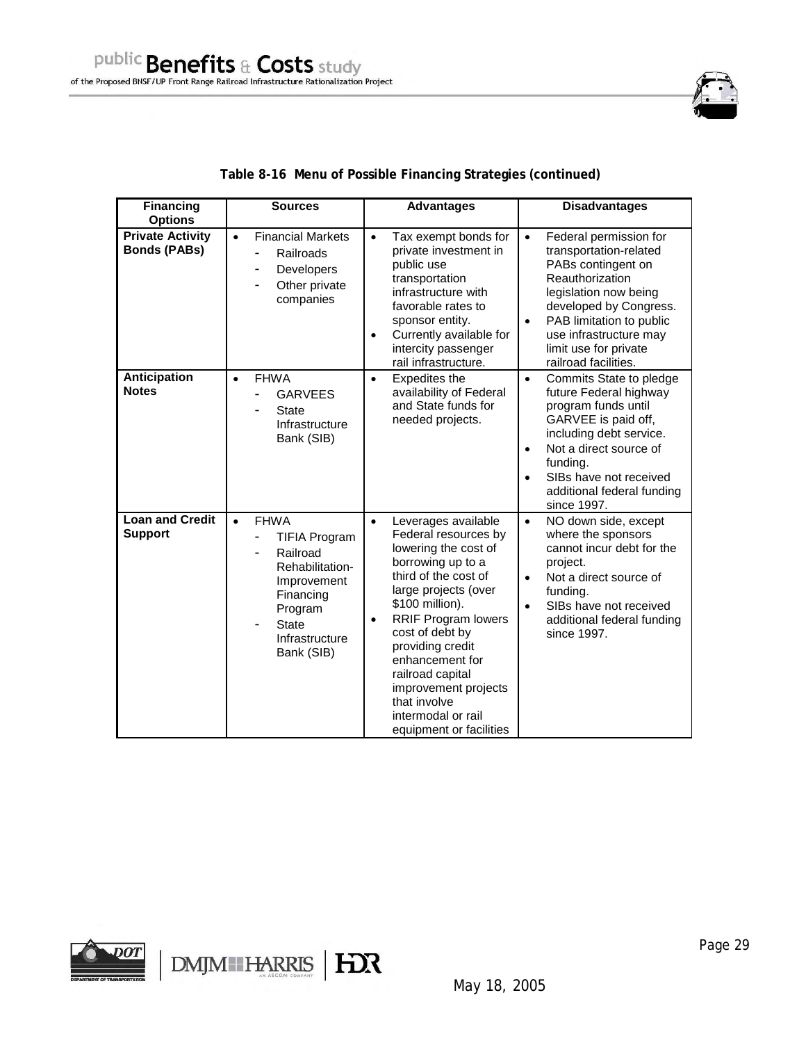**Table 8-16 Menu of Possible Financing Strategies (continued)**

| Financing Options | Sources | Advantages | Disadvantages |
|---|---|---|---|
| **Private Activity Bonds (PABs)** | • Financial Markets<br>- Railroads<br>- Developers<br>- Other private companies | • Tax exempt bonds for private investment in public use transportation infrastructure with favorable rates to sponsor entity.<br>• Currently available for intercity passenger rail infrastructure. | • Federal permission for transportation-related PABs contingent on Reauthorization legislation now being developed by Congress.<br>• PAB limitation to public use infrastructure may limit use for private railroad facilities. |
| **Anticipation Notes** | • FHWA<br>- GARVEES<br>- State Infrastructure Bank (SIB) | • Expedites the availability of Federal and State funds for needed projects. | • Commits State to pledge future Federal highway program funds until GARVEE is paid off, including debt service.<br>• Not a direct source of funding.<br>• SIBs have not received additional federal funding since 1997. |
| **Loan and Credit Support** | • FHWA<br>- TIFIA Program<br>- Railroad Rehabilitation-Improvement Financing Program<br>- State Infrastructure Bank (SIB) | • Leverages available Federal resources by lowering the cost of borrowing up to a third of the cost of large projects (over $100 million).<br>• RRIF Program lowers cost of debt by providing credit enhancement for railroad capital improvement projects that involve intermodal or rail equipment or facilities | • NO down side, except where the sponsors cannot incur debt for the project.<br>• Not a direct source of funding.<br>• SIBs have not received additional federal funding since 1997. |

May 18, 2005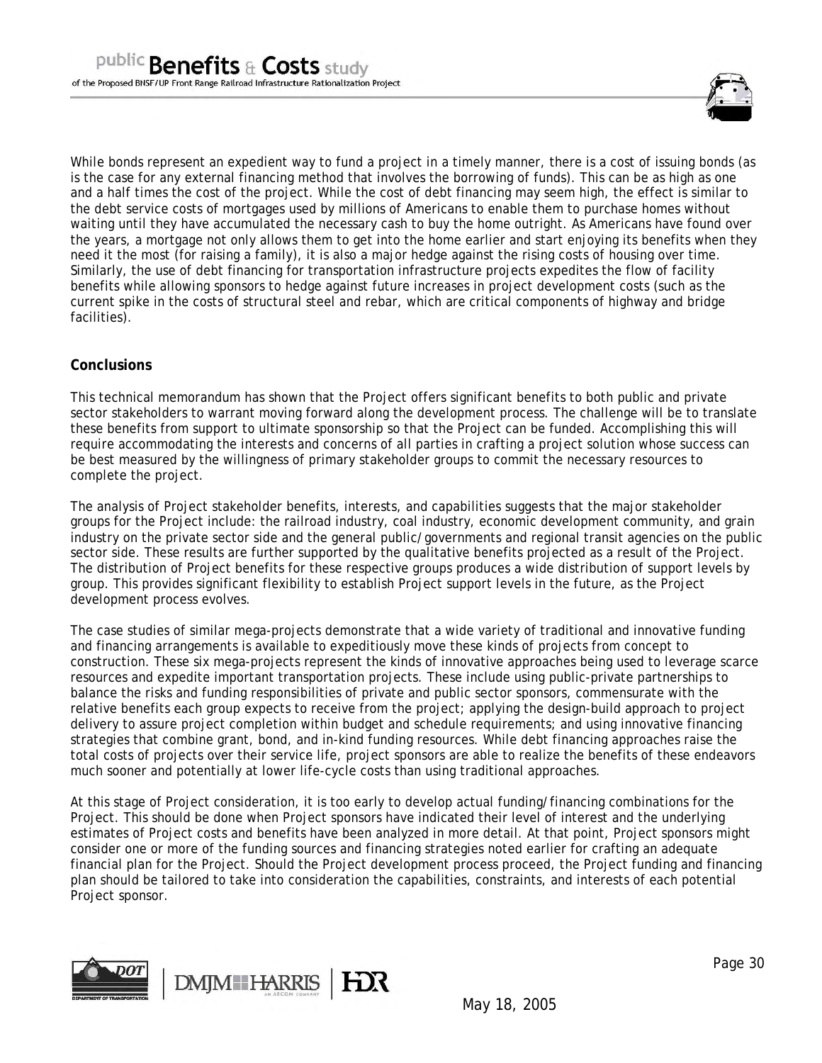While bonds represent an expedient way to fund a project in a timely manner, there is a cost of issuing bonds (as is the case for any external financing method that involves the borrowing of funds). This can be as high as one and a half times the cost of the project. While the cost of debt financing may seem high, the effect is similar to the debt service costs of mortgages used by millions of Americans to enable them to purchase homes without waiting until they have accumulated the necessary cash to buy the home outright. As Americans have found over the years, a mortgage not only allows them to get into the home earlier and start enjoying its benefits when they need it the most (for raising a family), it is also a major hedge against the rising costs of housing over time. Similarly, the use of debt financing for transportation infrastructure projects expedites the flow of facility benefits while allowing sponsors to hedge against future increases in project development costs (such as the current spike in the costs of structural steel and rebar, which are critical components of highway and bridge facilities).

**Conclusions**

This technical memorandum has shown that the Project offers significant benefits to both public and private sector stakeholders to warrant moving forward along the development process. The challenge will be to translate these benefits from support to ultimate sponsorship so that the Project can be funded. Accomplishing this will require accommodating the interests and concerns of all parties in crafting a project solution whose success can be best measured by the willingness of primary stakeholder groups to commit the necessary resources to complete the project.

The analysis of Project stakeholder benefits, interests, and capabilities suggests that the major stakeholder groups for the Project include: the railroad industry, coal industry, economic development community, and grain industry on the private sector side and the general public/governments and regional transit agencies on the public sector side. These results are further supported by the qualitative benefits projected as a result of the Project. The distribution of Project benefits for these respective groups produces a wide distribution of support levels by group. This provides significant flexibility to establish Project support levels in the future, as the Project development process evolves.

The case studies of similar mega-projects demonstrate that a wide variety of traditional and innovative funding and financing arrangements is available to expeditiously move these kinds of projects from concept to construction. These six mega-projects represent the kinds of innovative approaches being used to leverage scarce resources and expedite important transportation projects. These include using public-private partnerships to balance the risks and funding responsibilities of private and public sector sponsors, commensurate with the relative benefits each group expects to receive from the project; applying the design-build approach to project delivery to assure project completion within budget and schedule requirements; and using innovative financing strategies that combine grant, bond, and in-kind funding resources. While debt financing approaches raise the total costs of projects over their service life, project sponsors are able to realize the benefits of these endeavors much sooner and potentially at lower life-cycle costs than using traditional approaches.

At this stage of Project consideration, it is too early to develop actual funding/financing combinations for the Project. This should be done when Project sponsors have indicated their level of interest and the underlying estimates of Project costs and benefits have been analyzed in more detail. At that point, Project sponsors might consider one or more of the funding sources and financing strategies noted earlier for crafting an adequate financial plan for the Project. Should the Project development process proceed, the Project funding and financing plan should be tailored to take into consideration the capabilities, constraints, and interests of each potential Project sponsor.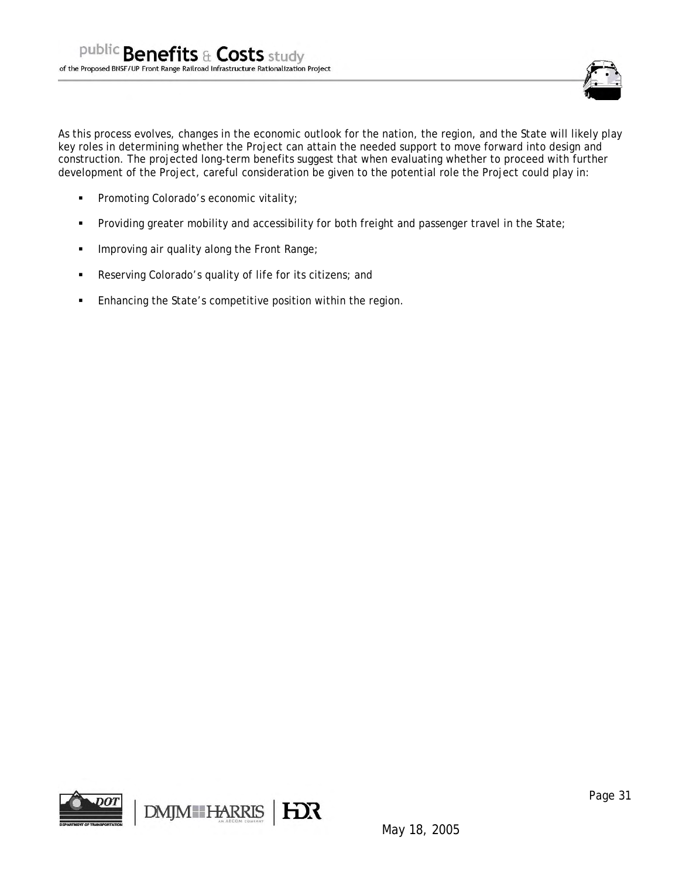As this process evolves, changes in the economic outlook for the nation, the region, and the State will likely play key roles in determining whether the Project can attain the needed support to move forward into design and construction. The projected long-term benefits suggest that when evaluating whether to proceed with further development of the Project, careful consideration be given to the potential role the Project could play in:

- Promoting Colorado's economic vitality;
- Providing greater mobility and accessibility for both freight and passenger travel in the State;
- Improving air quality along the Front Range;
- Reserving Colorado's quality of life for its citizens; and
- Enhancing the State's competitive position within the region.